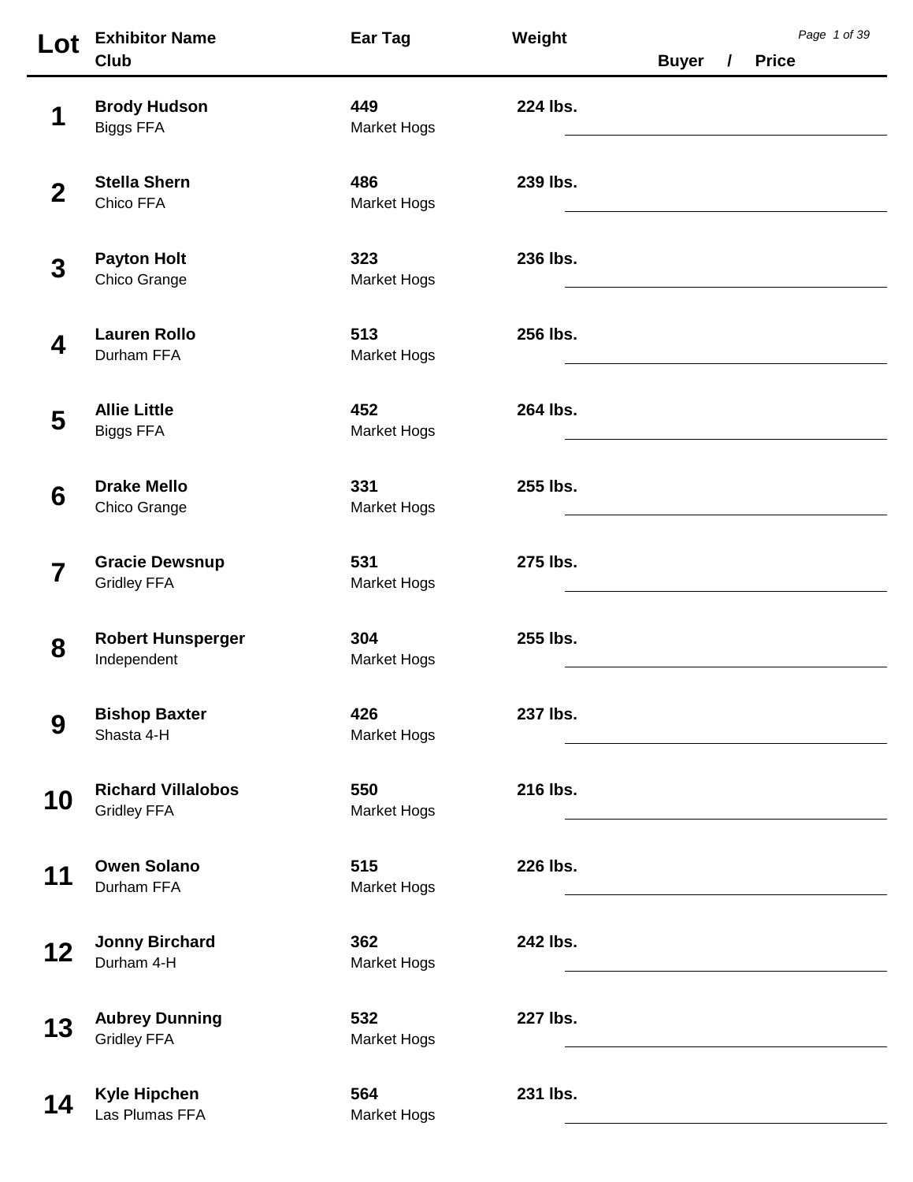| Lot | Exhibitor Name / Club | Ear Tag | Weight | Buyer / Price |
|---|---|---|---|---|
| 1 | **Brody Hudson**<br>Biggs FFA | **449**<br>Market Hogs | **224 lbs.** | |
| 2 | **Stella Shern**<br>Chico FFA | **486**<br>Market Hogs | **239 lbs.** | |
| 3 | **Payton Holt**<br>Chico Grange | **323**<br>Market Hogs | **236 lbs.** | |
| 4 | **Lauren Rollo**<br>Durham FFA | **513**<br>Market Hogs | **256 lbs.** | |
| 5 | **Allie Little**<br>Biggs FFA | **452**<br>Market Hogs | **264 lbs.** | |
| 6 | **Drake Mello**<br>Chico Grange | **331**<br>Market Hogs | **255 lbs.** | |
| 7 | **Gracie Dewsnup**<br>Gridley FFA | **531**<br>Market Hogs | **275 lbs.** | |
| 8 | **Robert Hunsperger**<br>Independent | **304**<br>Market Hogs | **255 lbs.** | |
| 9 | **Bishop Baxter**<br>Shasta 4-H | **426**<br>Market Hogs | **237 lbs.** | |
| 10 | **Richard Villalobos**<br>Gridley FFA | **550**<br>Market Hogs | **216 lbs.** | |
| 11 | **Owen Solano**<br>Durham FFA | **515**<br>Market Hogs | **226 lbs.** | |
| 12 | **Jonny Birchard**<br>Durham 4-H | **362**<br>Market Hogs | **242 lbs.** | |
| 13 | **Aubrey Dunning**<br>Gridley FFA | **532**<br>Market Hogs | **227 lbs.** | |
| 14 | **Kyle Hipchen**<br>Las Plumas FFA | **564**<br>Market Hogs | **231 lbs.** | |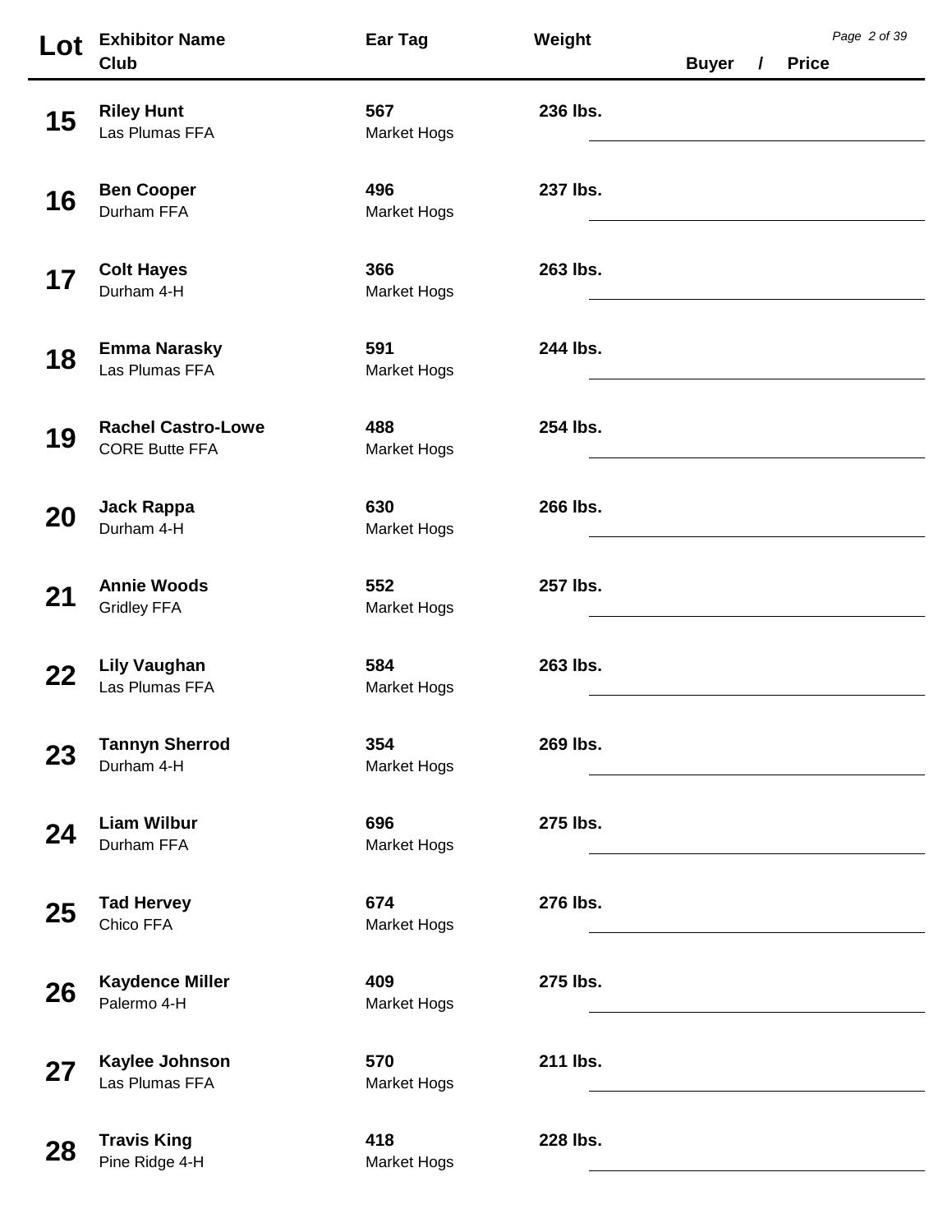| Lot | Exhibitor Name<br>Club | Ear Tag | Weight | Buyer / Price |
|---|---|---|---|---|
| 15 | **Riley Hunt**<br>Las Plumas FFA | **567**<br>Market Hogs | **236 lbs.** | |
| 16 | **Ben Cooper**<br>Durham FFA | **496**<br>Market Hogs | **237 lbs.** | |
| 17 | **Colt Hayes**<br>Durham 4-H | **366**<br>Market Hogs | **263 lbs.** | |
| 18 | **Emma Narasky**<br>Las Plumas FFA | **591**<br>Market Hogs | **244 lbs.** | |
| 19 | **Rachel Castro-Lowe**<br>CORE Butte FFA | **488**<br>Market Hogs | **254 lbs.** | |
| 20 | **Jack Rappa**<br>Durham 4-H | **630**<br>Market Hogs | **266 lbs.** | |
| 21 | **Annie Woods**<br>Gridley FFA | **552**<br>Market Hogs | **257 lbs.** | |
| 22 | **Lily Vaughan**<br>Las Plumas FFA | **584**<br>Market Hogs | **263 lbs.** | |
| 23 | **Tannyn Sherrod**<br>Durham 4-H | **354**<br>Market Hogs | **269 lbs.** | |
| 24 | **Liam Wilbur**<br>Durham FFA | **696**<br>Market Hogs | **275 lbs.** | |
| 25 | **Tad Hervey**<br>Chico FFA | **674**<br>Market Hogs | **276 lbs.** | |
| 26 | **Kaydence Miller**<br>Palermo 4-H | **409**<br>Market Hogs | **275 lbs.** | |
| 27 | **Kaylee Johnson**<br>Las Plumas FFA | **570**<br>Market Hogs | **211 lbs.** | |
| 28 | **Travis King**<br>Pine Ridge 4-H | **418**<br>Market Hogs | **228 lbs.** | |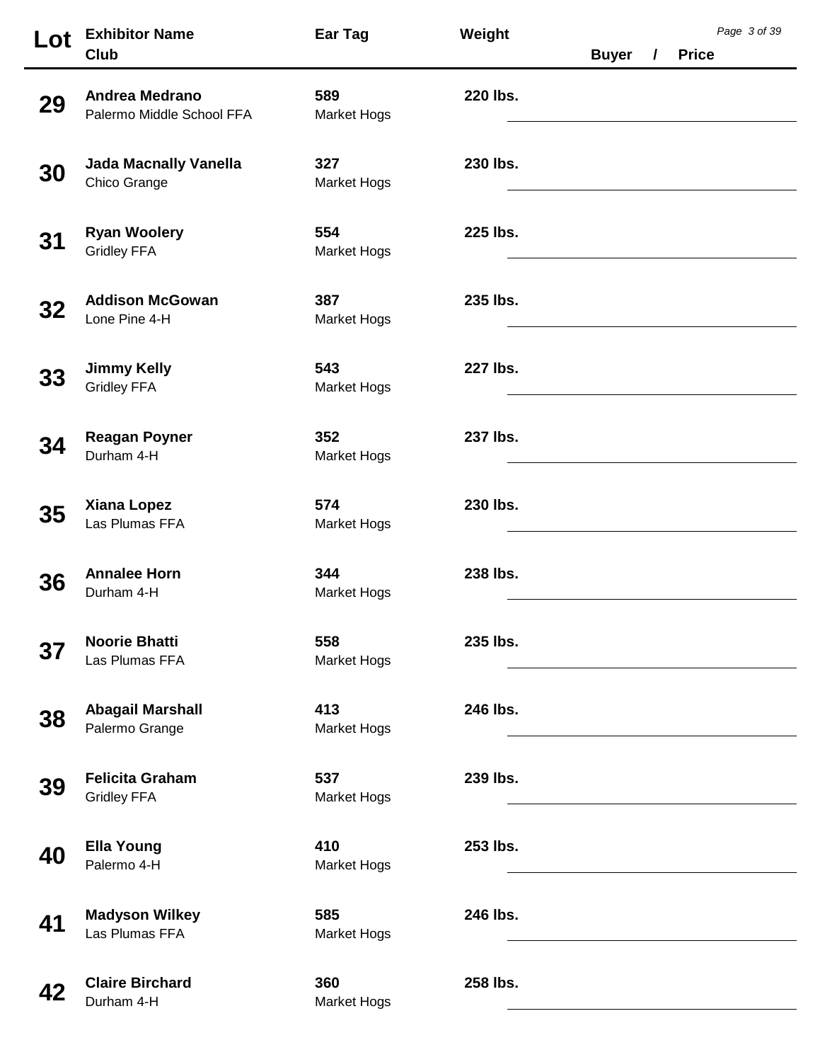| Lot | Exhibitor Name / Club | Ear Tag | Weight | Buyer / Price |
|---|---|---|---|---|
| 29 | **Andrea Medrano**<br>Palermo Middle School FFA | **589**<br>Market Hogs | **220 lbs.** | |
| 30 | **Jada Macnally Vanella**<br>Chico Grange | **327**<br>Market Hogs | **230 lbs.** | |
| 31 | **Ryan Woolery**<br>Gridley FFA | **554**<br>Market Hogs | **225 lbs.** | |
| 32 | **Addison McGowan**<br>Lone Pine 4-H | **387**<br>Market Hogs | **235 lbs.** | |
| 33 | **Jimmy Kelly**<br>Gridley FFA | **543**<br>Market Hogs | **227 lbs.** | |
| 34 | **Reagan Poyner**<br>Durham 4-H | **352**<br>Market Hogs | **237 lbs.** | |
| 35 | **Xiana Lopez**<br>Las Plumas FFA | **574**<br>Market Hogs | **230 lbs.** | |
| 36 | **Annalee Horn**<br>Durham 4-H | **344**<br>Market Hogs | **238 lbs.** | |
| 37 | **Noorie Bhatti**<br>Las Plumas FFA | **558**<br>Market Hogs | **235 lbs.** | |
| 38 | **Abagail Marshall**<br>Palermo Grange | **413**<br>Market Hogs | **246 lbs.** | |
| 39 | **Felicita Graham**<br>Gridley FFA | **537**<br>Market Hogs | **239 lbs.** | |
| 40 | **Ella Young**<br>Palermo 4-H | **410**<br>Market Hogs | **253 lbs.** | |
| 41 | **Madyson Wilkey**<br>Las Plumas FFA | **585**<br>Market Hogs | **246 lbs.** | |
| 42 | **Claire Birchard**<br>Durham 4-H | **360**<br>Market Hogs | **258 lbs.** | |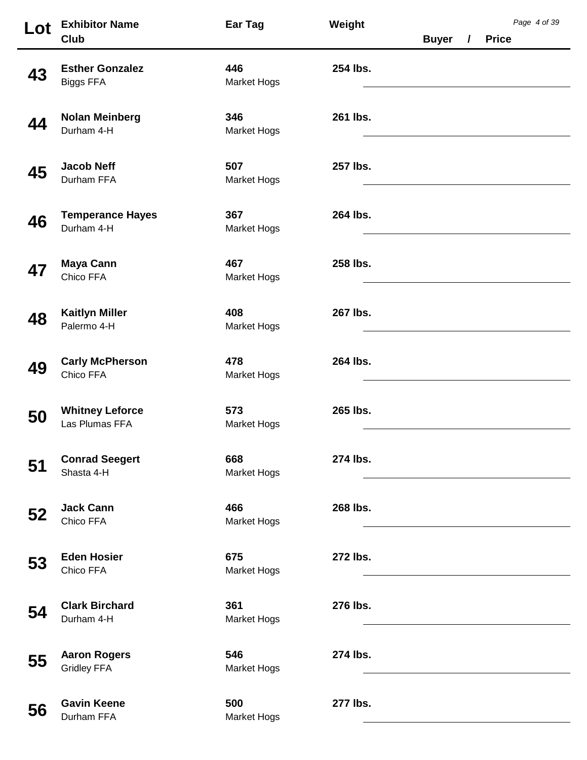| Lot | Exhibitor Name / Club | Ear Tag | Weight | Buyer / Price |
|---|---|---|---|---|
| 43 | **Esther Gonzalez**<br>Biggs FFA | **446**<br>Market Hogs | **254 lbs.** | |
| 44 | **Nolan Meinberg**<br>Durham 4-H | **346**<br>Market Hogs | **261 lbs.** | |
| 45 | **Jacob Neff**<br>Durham FFA | **507**<br>Market Hogs | **257 lbs.** | |
| 46 | **Temperance Hayes**<br>Durham 4-H | **367**<br>Market Hogs | **264 lbs.** | |
| 47 | **Maya Cann**<br>Chico FFA | **467**<br>Market Hogs | **258 lbs.** | |
| 48 | **Kaitlyn Miller**<br>Palermo 4-H | **408**<br>Market Hogs | **267 lbs.** | |
| 49 | **Carly McPherson**<br>Chico FFA | **478**<br>Market Hogs | **264 lbs.** | |
| 50 | **Whitney Leforce**<br>Las Plumas FFA | **573**<br>Market Hogs | **265 lbs.** | |
| 51 | **Conrad Seegert**<br>Shasta 4-H | **668**<br>Market Hogs | **274 lbs.** | |
| 52 | **Jack Cann**<br>Chico FFA | **466**<br>Market Hogs | **268 lbs.** | |
| 53 | **Eden Hosier**<br>Chico FFA | **675**<br>Market Hogs | **272 lbs.** | |
| 54 | **Clark Birchard**<br>Durham 4-H | **361**<br>Market Hogs | **276 lbs.** | |
| 55 | **Aaron Rogers**<br>Gridley FFA | **546**<br>Market Hogs | **274 lbs.** | |
| 56 | **Gavin Keene**<br>Durham FFA | **500**<br>Market Hogs | **277 lbs.** | |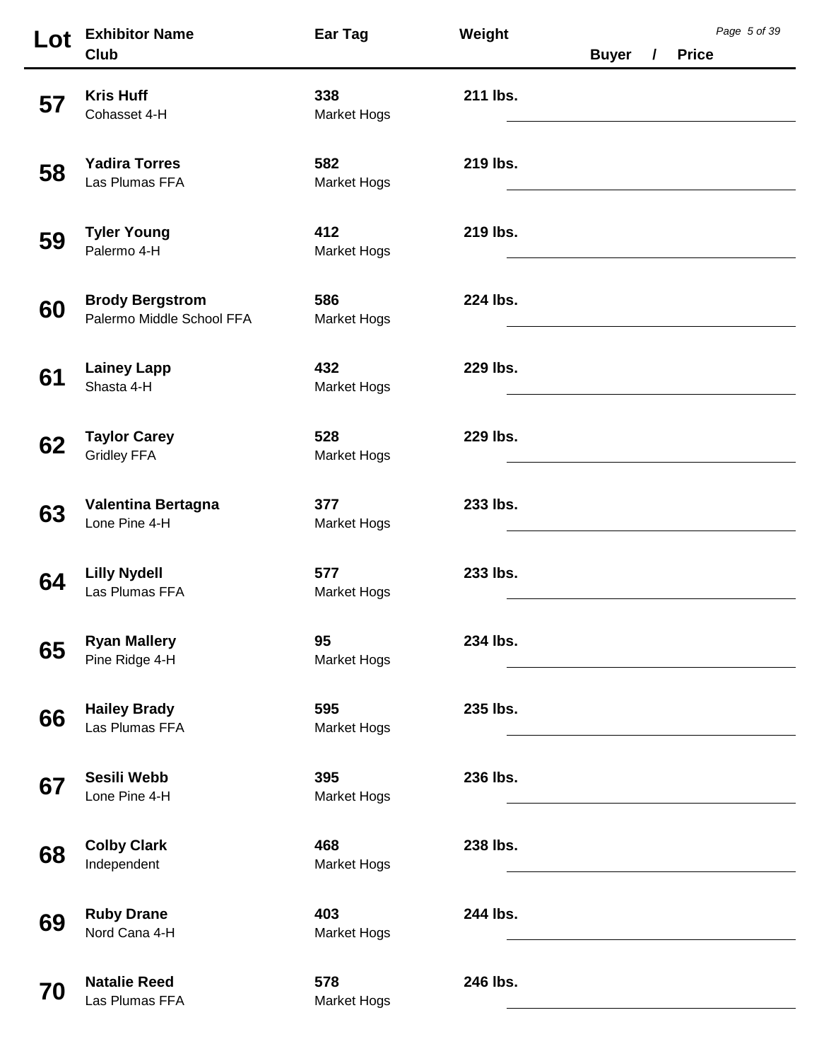| Lot | Exhibitor Name / Club | Ear Tag | Weight | Buyer / Price |
|---|---|---|---|---|
| 57 | **Kris Huff**<br>Cohasset 4-H | **338**<br>Market Hogs | **211 lbs.** | |
| 58 | **Yadira Torres**<br>Las Plumas FFA | **582**<br>Market Hogs | **219 lbs.** | |
| 59 | **Tyler Young**<br>Palermo 4-H | **412**<br>Market Hogs | **219 lbs.** | |
| 60 | **Brody Bergstrom**<br>Palermo Middle School FFA | **586**<br>Market Hogs | **224 lbs.** | |
| 61 | **Lainey Lapp**<br>Shasta 4-H | **432**<br>Market Hogs | **229 lbs.** | |
| 62 | **Taylor Carey**<br>Gridley FFA | **528**<br>Market Hogs | **229 lbs.** | |
| 63 | **Valentina Bertagna**<br>Lone Pine 4-H | **377**<br>Market Hogs | **233 lbs.** | |
| 64 | **Lilly Nydell**<br>Las Plumas FFA | **577**<br>Market Hogs | **233 lbs.** | |
| 65 | **Ryan Mallery**<br>Pine Ridge 4-H | **95**<br>Market Hogs | **234 lbs.** | |
| 66 | **Hailey Brady**<br>Las Plumas FFA | **595**<br>Market Hogs | **235 lbs.** | |
| 67 | **Sesili Webb**<br>Lone Pine 4-H | **395**<br>Market Hogs | **236 lbs.** | |
| 68 | **Colby Clark**<br>Independent | **468**<br>Market Hogs | **238 lbs.** | |
| 69 | **Ruby Drane**<br>Nord Cana 4-H | **403**<br>Market Hogs | **244 lbs.** | |
| 70 | **Natalie Reed**<br>Las Plumas FFA | **578**<br>Market Hogs | **246 lbs.** | |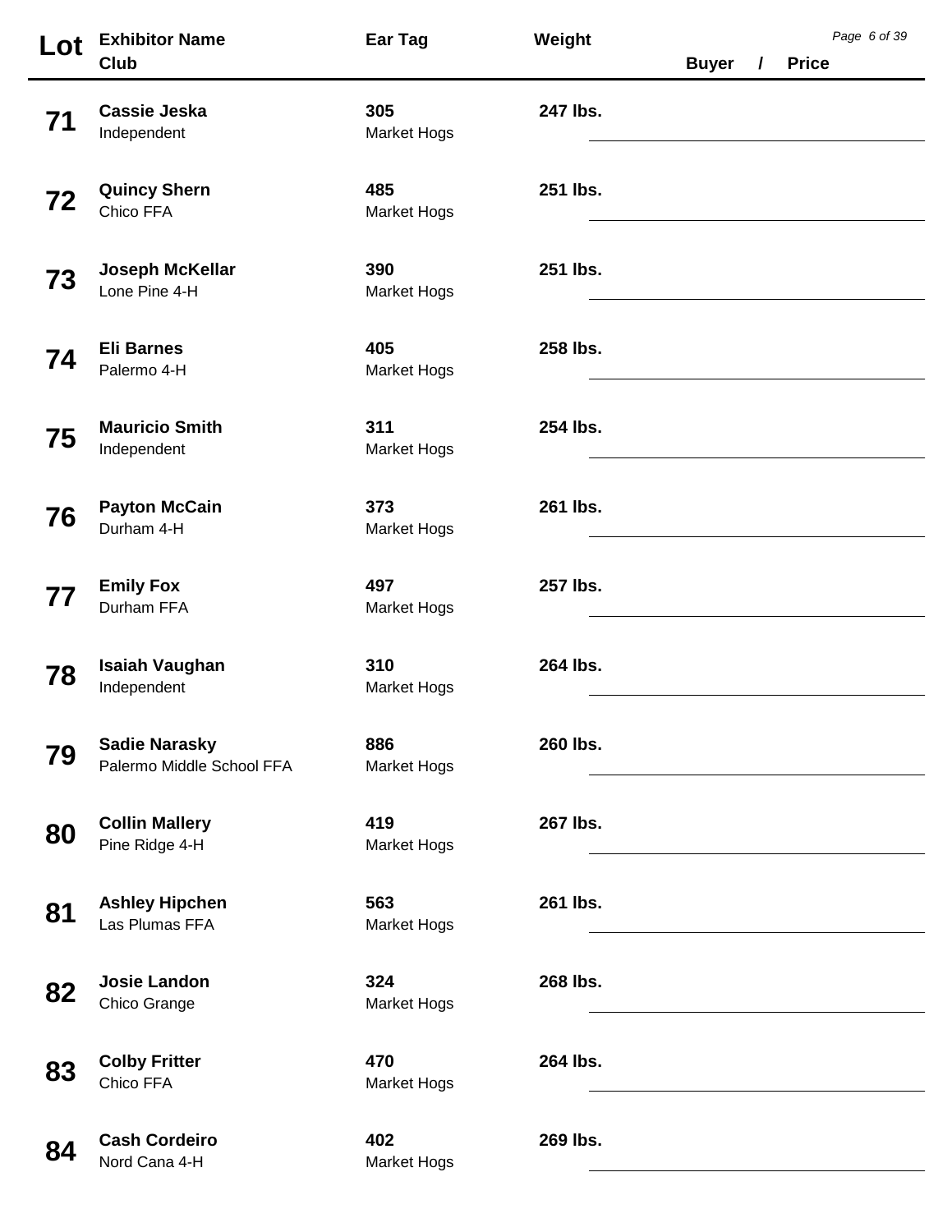| Lot | Exhibitor Name / Club | Ear Tag | Weight | Buyer / Price |
|---|---|---|---|---|
| 71 | **Cassie Jeska**<br>Independent | **305**<br>Market Hogs | **247 lbs.** | |
| 72 | **Quincy Shern**<br>Chico FFA | **485**<br>Market Hogs | **251 lbs.** | |
| 73 | **Joseph McKellar**<br>Lone Pine 4-H | **390**<br>Market Hogs | **251 lbs.** | |
| 74 | **Eli Barnes**<br>Palermo 4-H | **405**<br>Market Hogs | **258 lbs.** | |
| 75 | **Mauricio Smith**<br>Independent | **311**<br>Market Hogs | **254 lbs.** | |
| 76 | **Payton McCain**<br>Durham 4-H | **373**<br>Market Hogs | **261 lbs.** | |
| 77 | **Emily Fox**<br>Durham FFA | **497**<br>Market Hogs | **257 lbs.** | |
| 78 | **Isaiah Vaughan**<br>Independent | **310**<br>Market Hogs | **264 lbs.** | |
| 79 | **Sadie Narasky**<br>Palermo Middle School FFA | **886**<br>Market Hogs | **260 lbs.** | |
| 80 | **Collin Mallery**<br>Pine Ridge 4-H | **419**<br>Market Hogs | **267 lbs.** | |
| 81 | **Ashley Hipchen**<br>Las Plumas FFA | **563**<br>Market Hogs | **261 lbs.** | |
| 82 | **Josie Landon**<br>Chico Grange | **324**<br>Market Hogs | **268 lbs.** | |
| 83 | **Colby Fritter**<br>Chico FFA | **470**<br>Market Hogs | **264 lbs.** | |
| 84 | **Cash Cordeiro**<br>Nord Cana 4-H | **402**<br>Market Hogs | **269 lbs.** | |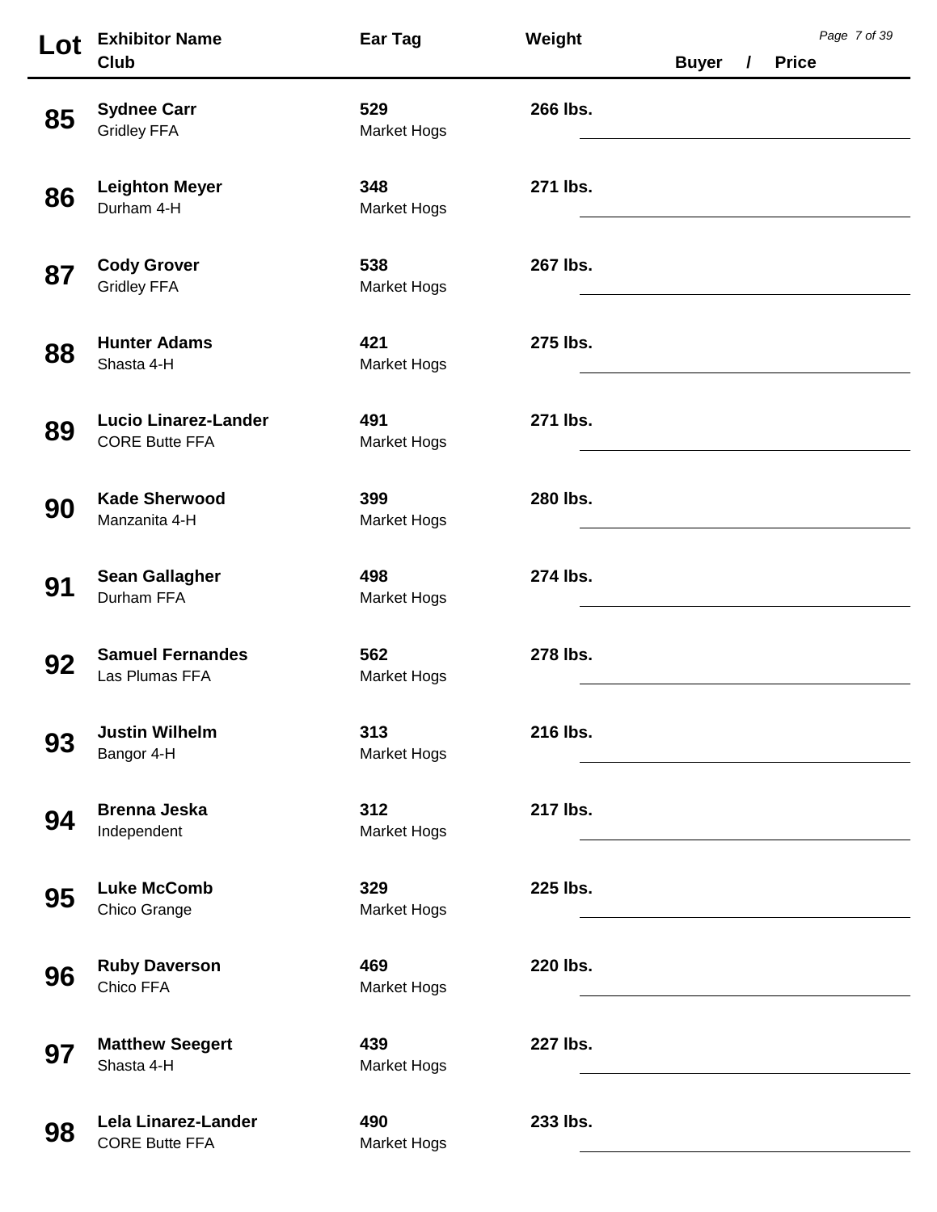| Lot | Exhibitor Name / Club | Ear Tag | Weight | Buyer / Price |
|---|---|---|---|---|
| 85 | **Sydnee Carr**<br>Gridley FFA | **529**<br>Market Hogs | **266 lbs.** | |
| 86 | **Leighton Meyer**<br>Durham 4-H | **348**<br>Market Hogs | **271 lbs.** | |
| 87 | **Cody Grover**<br>Gridley FFA | **538**<br>Market Hogs | **267 lbs.** | |
| 88 | **Hunter Adams**<br>Shasta 4-H | **421**<br>Market Hogs | **275 lbs.** | |
| 89 | **Lucio Linarez-Lander**<br>CORE Butte FFA | **491**<br>Market Hogs | **271 lbs.** | |
| 90 | **Kade Sherwood**<br>Manzanita 4-H | **399**<br>Market Hogs | **280 lbs.** | |
| 91 | **Sean Gallagher**<br>Durham FFA | **498**<br>Market Hogs | **274 lbs.** | |
| 92 | **Samuel Fernandes**<br>Las Plumas FFA | **562**<br>Market Hogs | **278 lbs.** | |
| 93 | **Justin Wilhelm**<br>Bangor 4-H | **313**<br>Market Hogs | **216 lbs.** | |
| 94 | **Brenna Jeska**<br>Independent | **312**<br>Market Hogs | **217 lbs.** | |
| 95 | **Luke McComb**<br>Chico Grange | **329**<br>Market Hogs | **225 lbs.** | |
| 96 | **Ruby Daverson**<br>Chico FFA | **469**<br>Market Hogs | **220 lbs.** | |
| 97 | **Matthew Seegert**<br>Shasta 4-H | **439**<br>Market Hogs | **227 lbs.** | |
| 98 | **Lela Linarez-Lander**<br>CORE Butte FFA | **490**<br>Market Hogs | **233 lbs.** | |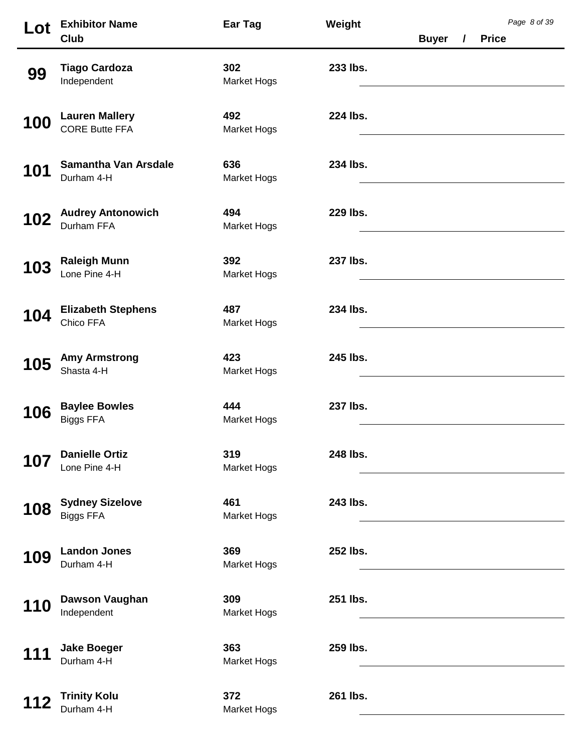| Lot | Exhibitor Name / Club | Ear Tag | Weight | Buyer / Price |
|---|---|---|---|---|
| 99 | **Tiago Cardoza**<br>Independent | **302**<br>Market Hogs | **233 lbs.** | |
| 100 | **Lauren Mallery**<br>CORE Butte FFA | **492**<br>Market Hogs | **224 lbs.** | |
| 101 | **Samantha Van Arsdale**<br>Durham 4-H | **636**<br>Market Hogs | **234 lbs.** | |
| 102 | **Audrey Antonowich**<br>Durham FFA | **494**<br>Market Hogs | **229 lbs.** | |
| 103 | **Raleigh Munn**<br>Lone Pine 4-H | **392**<br>Market Hogs | **237 lbs.** | |
| 104 | **Elizabeth Stephens**<br>Chico FFA | **487**<br>Market Hogs | **234 lbs.** | |
| 105 | **Amy Armstrong**<br>Shasta 4-H | **423**<br>Market Hogs | **245 lbs.** | |
| 106 | **Baylee Bowles**<br>Biggs FFA | **444**<br>Market Hogs | **237 lbs.** | |
| 107 | **Danielle Ortiz**<br>Lone Pine 4-H | **319**<br>Market Hogs | **248 lbs.** | |
| 108 | **Sydney Sizelove**<br>Biggs FFA | **461**<br>Market Hogs | **243 lbs.** | |
| 109 | **Landon Jones**<br>Durham 4-H | **369**<br>Market Hogs | **252 lbs.** | |
| 110 | **Dawson Vaughan**<br>Independent | **309**<br>Market Hogs | **251 lbs.** | |
| 111 | **Jake Boeger**<br>Durham 4-H | **363**<br>Market Hogs | **259 lbs.** | |
| 112 | **Trinity Kolu**<br>Durham 4-H | **372**<br>Market Hogs | **261 lbs.** | |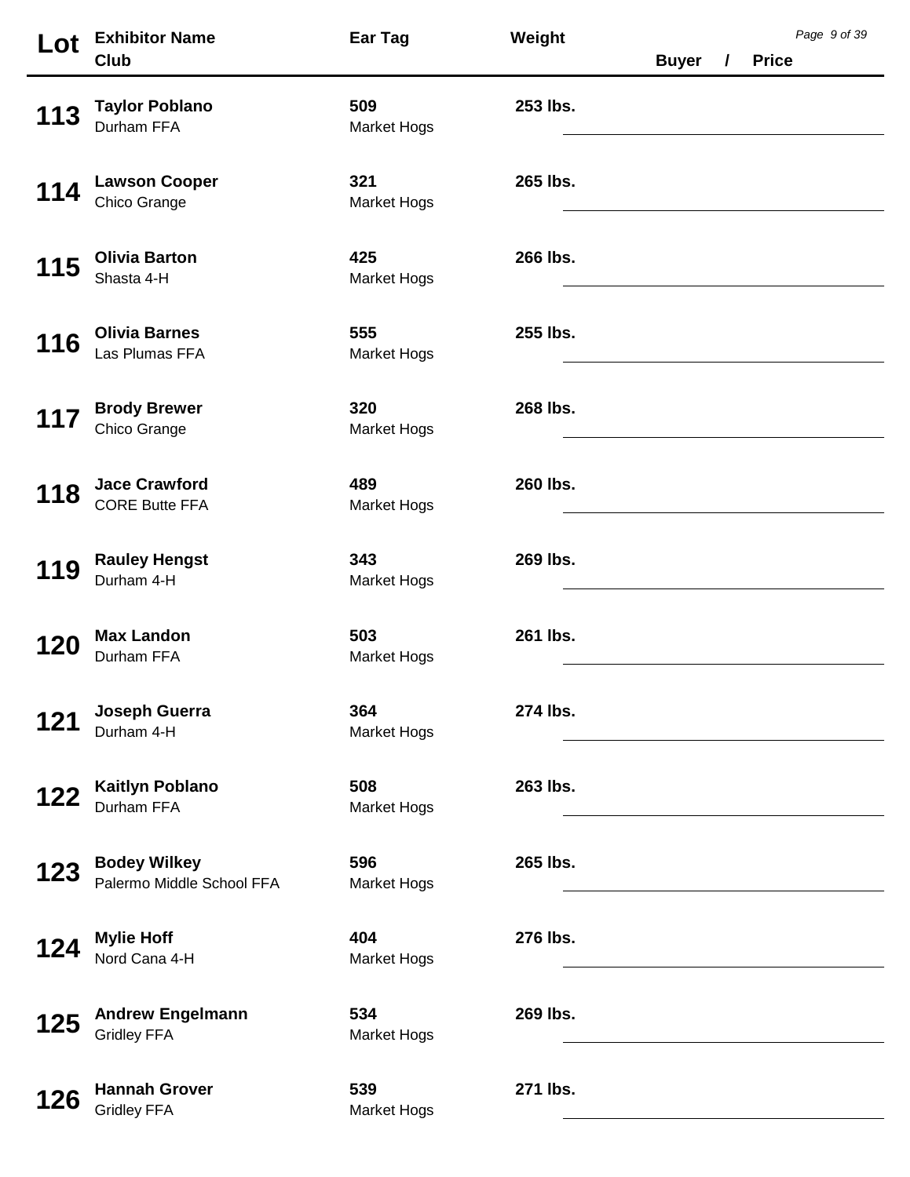| Lot | Exhibitor Name / Club | Ear Tag | Weight | Buyer / Price |
|---|---|---|---|---|
| 113 | **Taylor Poblano**<br>Durham FFA | **509**<br>Market Hogs | **253 lbs.** | |
| 114 | **Lawson Cooper**<br>Chico Grange | **321**<br>Market Hogs | **265 lbs.** | |
| 115 | **Olivia Barton**<br>Shasta 4-H | **425**<br>Market Hogs | **266 lbs.** | |
| 116 | **Olivia Barnes**<br>Las Plumas FFA | **555**<br>Market Hogs | **255 lbs.** | |
| 117 | **Brody Brewer**<br>Chico Grange | **320**<br>Market Hogs | **268 lbs.** | |
| 118 | **Jace Crawford**<br>CORE Butte FFA | **489**<br>Market Hogs | **260 lbs.** | |
| 119 | **Rauley Hengst**<br>Durham 4-H | **343**<br>Market Hogs | **269 lbs.** | |
| 120 | **Max Landon**<br>Durham FFA | **503**<br>Market Hogs | **261 lbs.** | |
| 121 | **Joseph Guerra**<br>Durham 4-H | **364**<br>Market Hogs | **274 lbs.** | |
| 122 | **Kaitlyn Poblano**<br>Durham FFA | **508**<br>Market Hogs | **263 lbs.** | |
| 123 | **Bodey Wilkey**<br>Palermo Middle School FFA | **596**<br>Market Hogs | **265 lbs.** | |
| 124 | **Mylie Hoff**<br>Nord Cana 4-H | **404**<br>Market Hogs | **276 lbs.** | |
| 125 | **Andrew Engelmann**<br>Gridley FFA | **534**<br>Market Hogs | **269 lbs.** | |
| 126 | **Hannah Grover**<br>Gridley FFA | **539**<br>Market Hogs | **271 lbs.** | |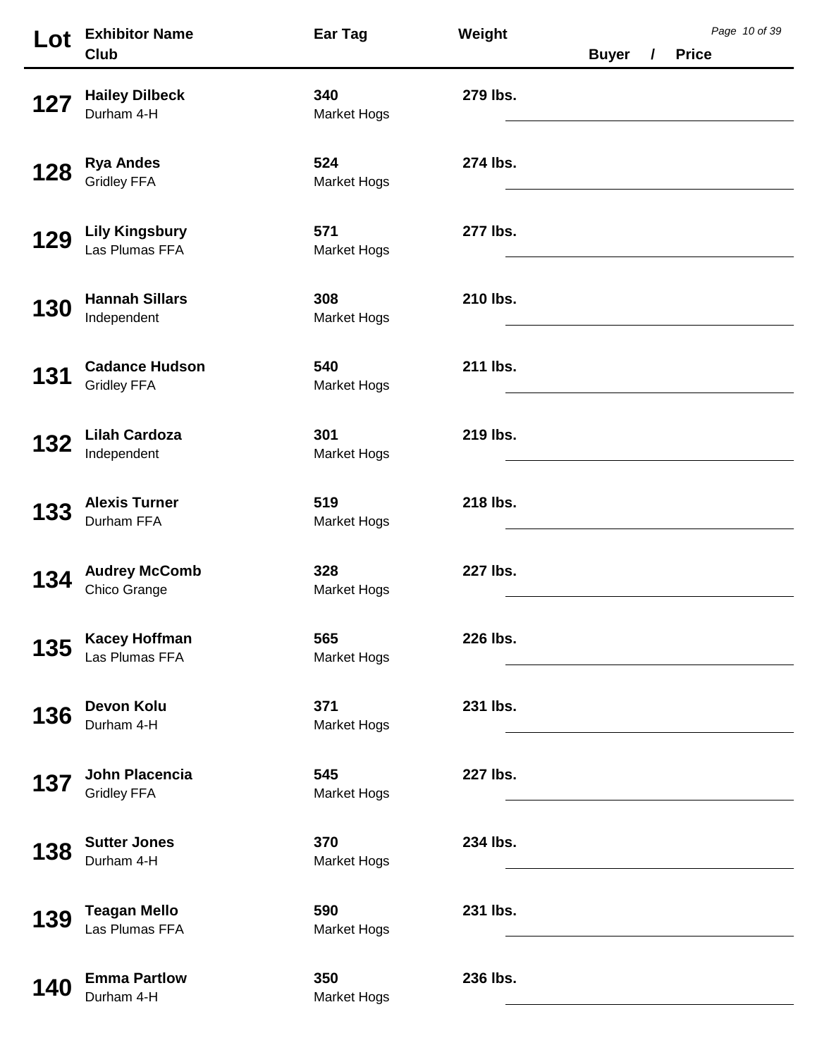| Lot | Exhibitor Name / Club | Ear Tag | Weight | Buyer / Price |
|---|---|---|---|---|
| 127 | **Hailey Dilbeck**<br>Durham 4-H | **340**<br>Market Hogs | **279 lbs.** | |
| 128 | **Rya Andes**<br>Gridley FFA | **524**<br>Market Hogs | **274 lbs.** | |
| 129 | **Lily Kingsbury**<br>Las Plumas FFA | **571**<br>Market Hogs | **277 lbs.** | |
| 130 | **Hannah Sillars**<br>Independent | **308**<br>Market Hogs | **210 lbs.** | |
| 131 | **Cadance Hudson**<br>Gridley FFA | **540**<br>Market Hogs | **211 lbs.** | |
| 132 | **Lilah Cardoza**<br>Independent | **301**<br>Market Hogs | **219 lbs.** | |
| 133 | **Alexis Turner**<br>Durham FFA | **519**<br>Market Hogs | **218 lbs.** | |
| 134 | **Audrey McComb**<br>Chico Grange | **328**<br>Market Hogs | **227 lbs.** | |
| 135 | **Kacey Hoffman**<br>Las Plumas FFA | **565**<br>Market Hogs | **226 lbs.** | |
| 136 | **Devon Kolu**<br>Durham 4-H | **371**<br>Market Hogs | **231 lbs.** | |
| 137 | **John Placencia**<br>Gridley FFA | **545**<br>Market Hogs | **227 lbs.** | |
| 138 | **Sutter Jones**<br>Durham 4-H | **370**<br>Market Hogs | **234 lbs.** | |
| 139 | **Teagan Mello**<br>Las Plumas FFA | **590**<br>Market Hogs | **231 lbs.** | |
| 140 | **Emma Partlow**<br>Durham 4-H | **350**<br>Market Hogs | **236 lbs.** | |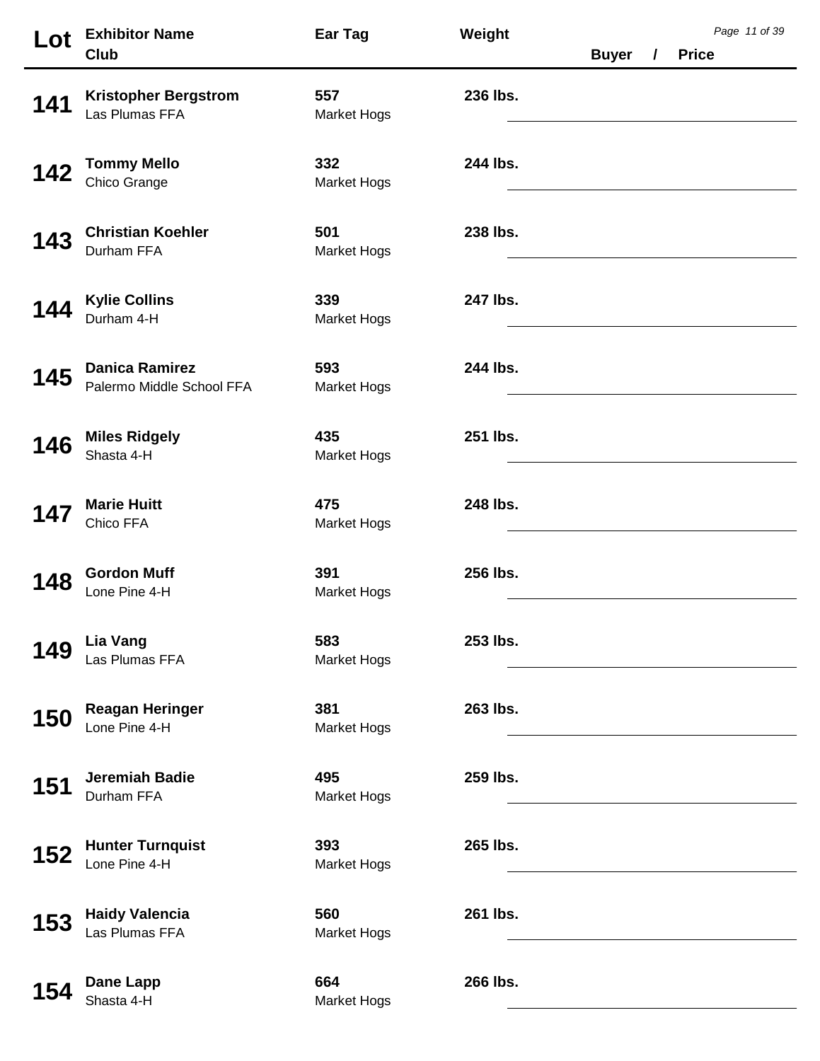| Lot | Exhibitor Name / Club | Ear Tag | Weight | Buyer / Price |
| --- | --- | --- | --- | --- |
| 141 | **Kristopher Bergstrom**<br>Las Plumas FFA | 557<br>Market Hogs | 236 lbs. | |
| 142 | **Tommy Mello**<br>Chico Grange | 332<br>Market Hogs | 244 lbs. | |
| 143 | **Christian Koehler**<br>Durham FFA | 501<br>Market Hogs | 238 lbs. | |
| 144 | **Kylie Collins**<br>Durham 4-H | 339<br>Market Hogs | 247 lbs. | |
| 145 | **Danica Ramirez**<br>Palermo Middle School FFA | 593<br>Market Hogs | 244 lbs. | |
| 146 | **Miles Ridgely**<br>Shasta 4-H | 435<br>Market Hogs | 251 lbs. | |
| 147 | **Marie Huitt**<br>Chico FFA | 475<br>Market Hogs | 248 lbs. | |
| 148 | **Gordon Muff**<br>Lone Pine 4-H | 391<br>Market Hogs | 256 lbs. | |
| 149 | **Lia Vang**<br>Las Plumas FFA | 583<br>Market Hogs | 253 lbs. | |
| 150 | **Reagan Heringer**<br>Lone Pine 4-H | 381<br>Market Hogs | 263 lbs. | |
| 151 | **Jeremiah Badie**<br>Durham FFA | 495<br>Market Hogs | 259 lbs. | |
| 152 | **Hunter Turnquist**<br>Lone Pine 4-H | 393<br>Market Hogs | 265 lbs. | |
| 153 | **Haidy Valencia**<br>Las Plumas FFA | 560<br>Market Hogs | 261 lbs. | |
| 154 | **Dane Lapp**<br>Shasta 4-H | 664<br>Market Hogs | 266 lbs. | |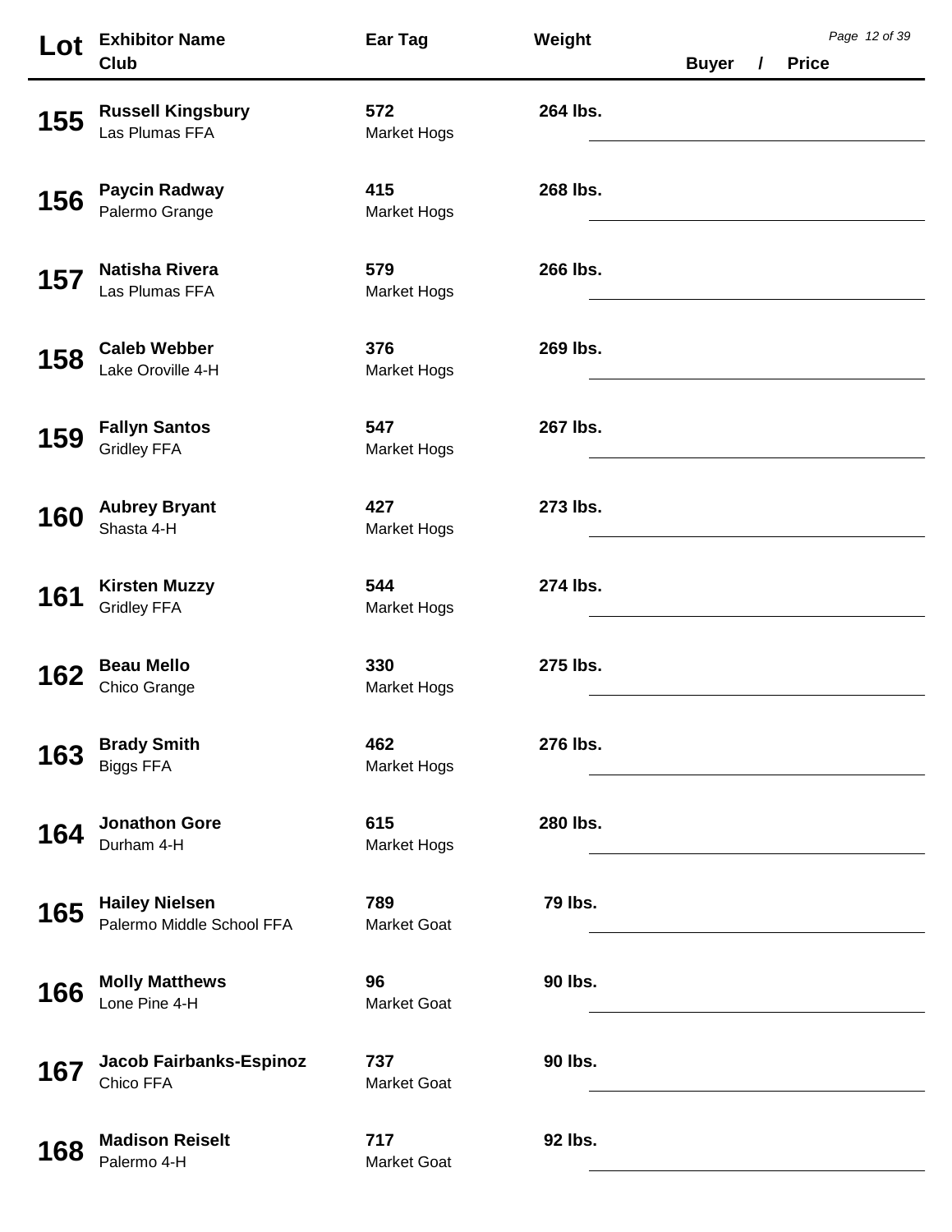| Lot | Exhibitor Name / Club | Ear Tag | Weight | Buyer / Price |
|---|---|---|---|---|
| 155 | **Russell Kingsbury**<br>Las Plumas FFA | **572**<br>Market Hogs | **264 lbs.** | |
| 156 | **Paycin Radway**<br>Palermo Grange | **415**<br>Market Hogs | **268 lbs.** | |
| 157 | **Natisha Rivera**<br>Las Plumas FFA | **579**<br>Market Hogs | **266 lbs.** | |
| 158 | **Caleb Webber**<br>Lake Oroville 4-H | **376**<br>Market Hogs | **269 lbs.** | |
| 159 | **Fallyn Santos**<br>Gridley FFA | **547**<br>Market Hogs | **267 lbs.** | |
| 160 | **Aubrey Bryant**<br>Shasta 4-H | **427**<br>Market Hogs | **273 lbs.** | |
| 161 | **Kirsten Muzzy**<br>Gridley FFA | **544**<br>Market Hogs | **274 lbs.** | |
| 162 | **Beau Mello**<br>Chico Grange | **330**<br>Market Hogs | **275 lbs.** | |
| 163 | **Brady Smith**<br>Biggs FFA | **462**<br>Market Hogs | **276 lbs.** | |
| 164 | **Jonathon Gore**<br>Durham 4-H | **615**<br>Market Hogs | **280 lbs.** | |
| 165 | **Hailey Nielsen**<br>Palermo Middle School FFA | **789**<br>Market Goat | **79 lbs.** | |
| 166 | **Molly Matthews**<br>Lone Pine 4-H | **96**<br>Market Goat | **90 lbs.** | |
| 167 | **Jacob Fairbanks-Espinoz**<br>Chico FFA | **737**<br>Market Goat | **90 lbs.** | |
| 168 | **Madison Reiselt**<br>Palermo 4-H | **717**<br>Market Goat | **92 lbs.** | |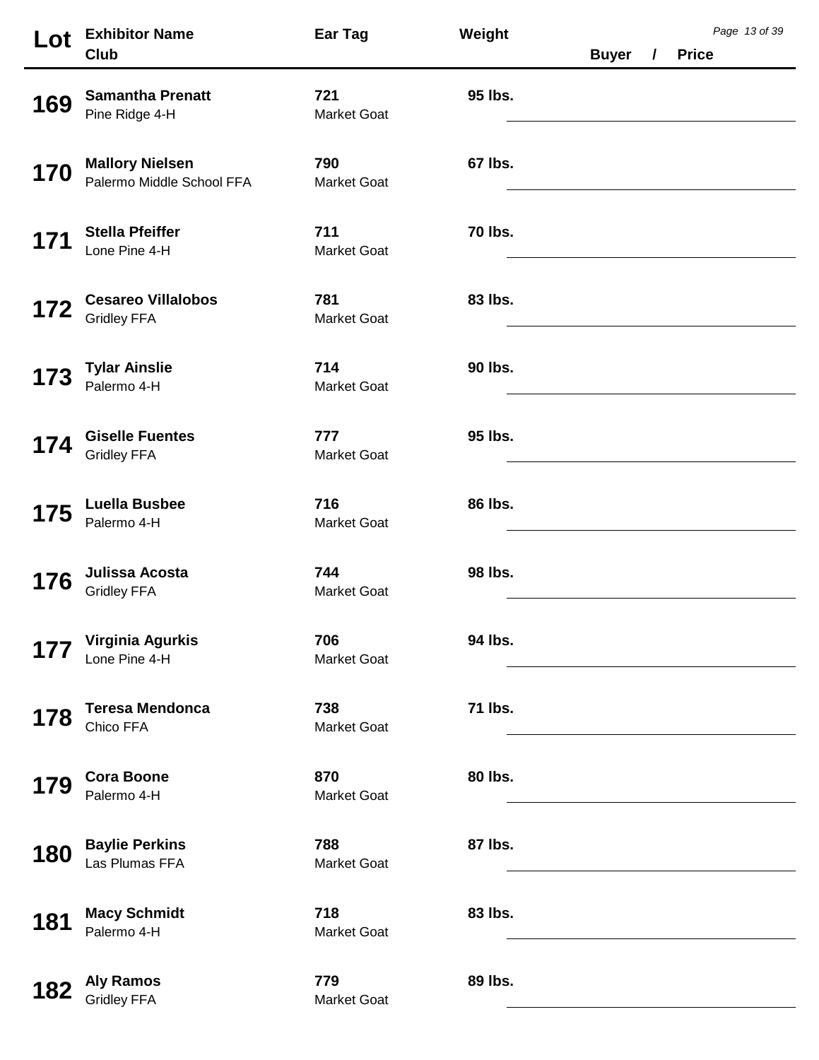| Lot | Exhibitor Name / Club | Ear Tag | Weight | Buyer / Price |
|---|---|---|---|---|
| 169 | **Samantha Prenatt**<br>Pine Ridge 4-H | **721**<br>Market Goat | **95 lbs.** | |
| 170 | **Mallory Nielsen**<br>Palermo Middle School FFA | **790**<br>Market Goat | **67 lbs.** | |
| 171 | **Stella Pfeiffer**<br>Lone Pine 4-H | **711**<br>Market Goat | **70 lbs.** | |
| 172 | **Cesareo Villalobos**<br>Gridley FFA | **781**<br>Market Goat | **83 lbs.** | |
| 173 | **Tylar Ainslie**<br>Palermo 4-H | **714**<br>Market Goat | **90 lbs.** | |
| 174 | **Giselle Fuentes**<br>Gridley FFA | **777**<br>Market Goat | **95 lbs.** | |
| 175 | **Luella Busbee**<br>Palermo 4-H | **716**<br>Market Goat | **86 lbs.** | |
| 176 | **Julissa Acosta**<br>Gridley FFA | **744**<br>Market Goat | **98 lbs.** | |
| 177 | **Virginia Agurkis**<br>Lone Pine 4-H | **706**<br>Market Goat | **94 lbs.** | |
| 178 | **Teresa Mendonca**<br>Chico FFA | **738**<br>Market Goat | **71 lbs.** | |
| 179 | **Cora Boone**<br>Palermo 4-H | **870**<br>Market Goat | **80 lbs.** | |
| 180 | **Baylie Perkins**<br>Las Plumas FFA | **788**<br>Market Goat | **87 lbs.** | |
| 181 | **Macy Schmidt**<br>Palermo 4-H | **718**<br>Market Goat | **83 lbs.** | |
| 182 | **Aly Ramos**<br>Gridley FFA | **779**<br>Market Goat | **89 lbs.** | |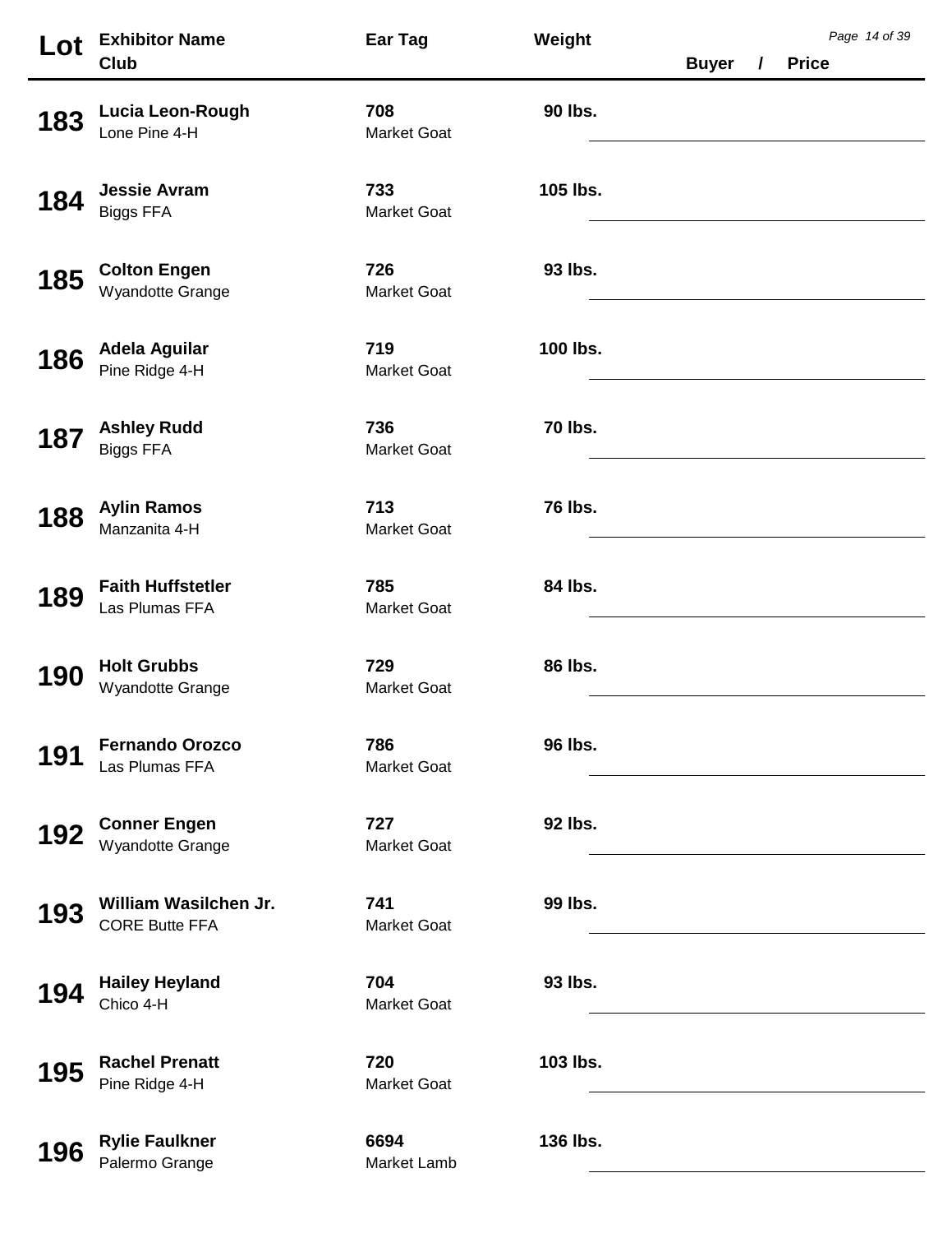| Lot | Exhibitor Name / Club | Ear Tag | Weight | Buyer / Price |
|---|---|---|---|---|
| 183 | **Lucia Leon-Rough**<br>Lone Pine 4-H | **708**<br>Market Goat | **90 lbs.** | |
| 184 | **Jessie Avram**<br>Biggs FFA | **733**<br>Market Goat | **105 lbs.** | |
| 185 | **Colton Engen**<br>Wyandotte Grange | **726**<br>Market Goat | **93 lbs.** | |
| 186 | **Adela Aguilar**<br>Pine Ridge 4-H | **719**<br>Market Goat | **100 lbs.** | |
| 187 | **Ashley Rudd**<br>Biggs FFA | **736**<br>Market Goat | **70 lbs.** | |
| 188 | **Aylin Ramos**<br>Manzanita 4-H | **713**<br>Market Goat | **76 lbs.** | |
| 189 | **Faith Huffstetler**<br>Las Plumas FFA | **785**<br>Market Goat | **84 lbs.** | |
| 190 | **Holt Grubbs**<br>Wyandotte Grange | **729**<br>Market Goat | **86 lbs.** | |
| 191 | **Fernando Orozco**<br>Las Plumas FFA | **786**<br>Market Goat | **96 lbs.** | |
| 192 | **Conner Engen**<br>Wyandotte Grange | **727**<br>Market Goat | **92 lbs.** | |
| 193 | **William Wasilchen Jr.**<br>CORE Butte FFA | **741**<br>Market Goat | **99 lbs.** | |
| 194 | **Hailey Heyland**<br>Chico 4-H | **704**<br>Market Goat | **93 lbs.** | |
| 195 | **Rachel Prenatt**<br>Pine Ridge 4-H | **720**<br>Market Goat | **103 lbs.** | |
| 196 | **Rylie Faulkner**<br>Palermo Grange | **6694**<br>Market Lamb | **136 lbs.** | |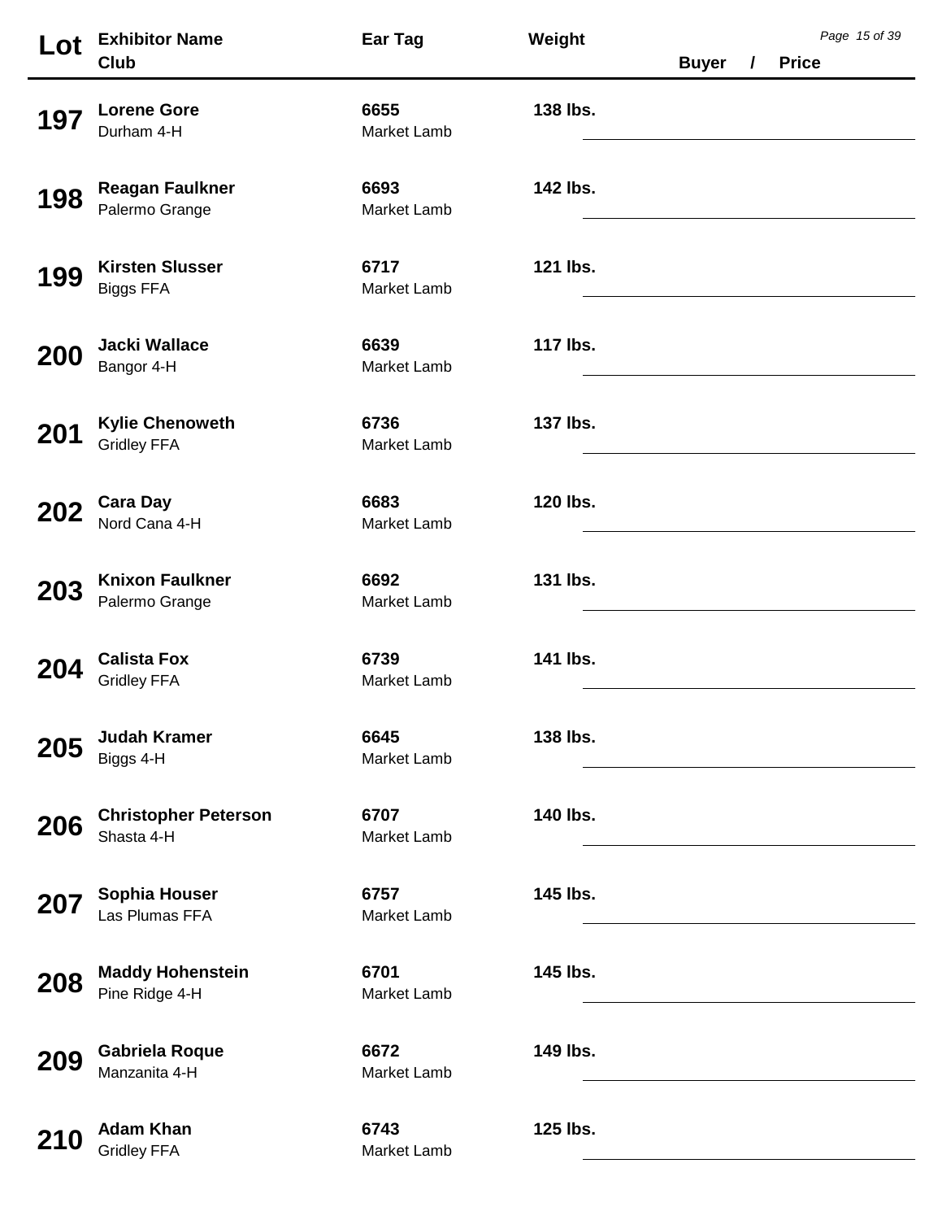| Lot | Exhibitor Name / Club | Ear Tag | Weight | Buyer / Price |
|---|---|---|---|---|
| 197 | **Lorene Gore**<br>Durham 4-H | **6655**<br>Market Lamb | **138 lbs.** | |
| 198 | **Reagan Faulkner**<br>Palermo Grange | **6693**<br>Market Lamb | **142 lbs.** | |
| 199 | **Kirsten Slusser**<br>Biggs FFA | **6717**<br>Market Lamb | **121 lbs.** | |
| 200 | **Jacki Wallace**<br>Bangor 4-H | **6639**<br>Market Lamb | **117 lbs.** | |
| 201 | **Kylie Chenoweth**<br>Gridley FFA | **6736**<br>Market Lamb | **137 lbs.** | |
| 202 | **Cara Day**<br>Nord Cana 4-H | **6683**<br>Market Lamb | **120 lbs.** | |
| 203 | **Knixon Faulkner**<br>Palermo Grange | **6692**<br>Market Lamb | **131 lbs.** | |
| 204 | **Calista Fox**<br>Gridley FFA | **6739**<br>Market Lamb | **141 lbs.** | |
| 205 | **Judah Kramer**<br>Biggs 4-H | **6645**<br>Market Lamb | **138 lbs.** | |
| 206 | **Christopher Peterson**<br>Shasta 4-H | **6707**<br>Market Lamb | **140 lbs.** | |
| 207 | **Sophia Houser**<br>Las Plumas FFA | **6757**<br>Market Lamb | **145 lbs.** | |
| 208 | **Maddy Hohenstein**<br>Pine Ridge 4-H | **6701**<br>Market Lamb | **145 lbs.** | |
| 209 | **Gabriela Roque**<br>Manzanita 4-H | **6672**<br>Market Lamb | **149 lbs.** | |
| 210 | **Adam Khan**<br>Gridley FFA | **6743**<br>Market Lamb | **125 lbs.** | |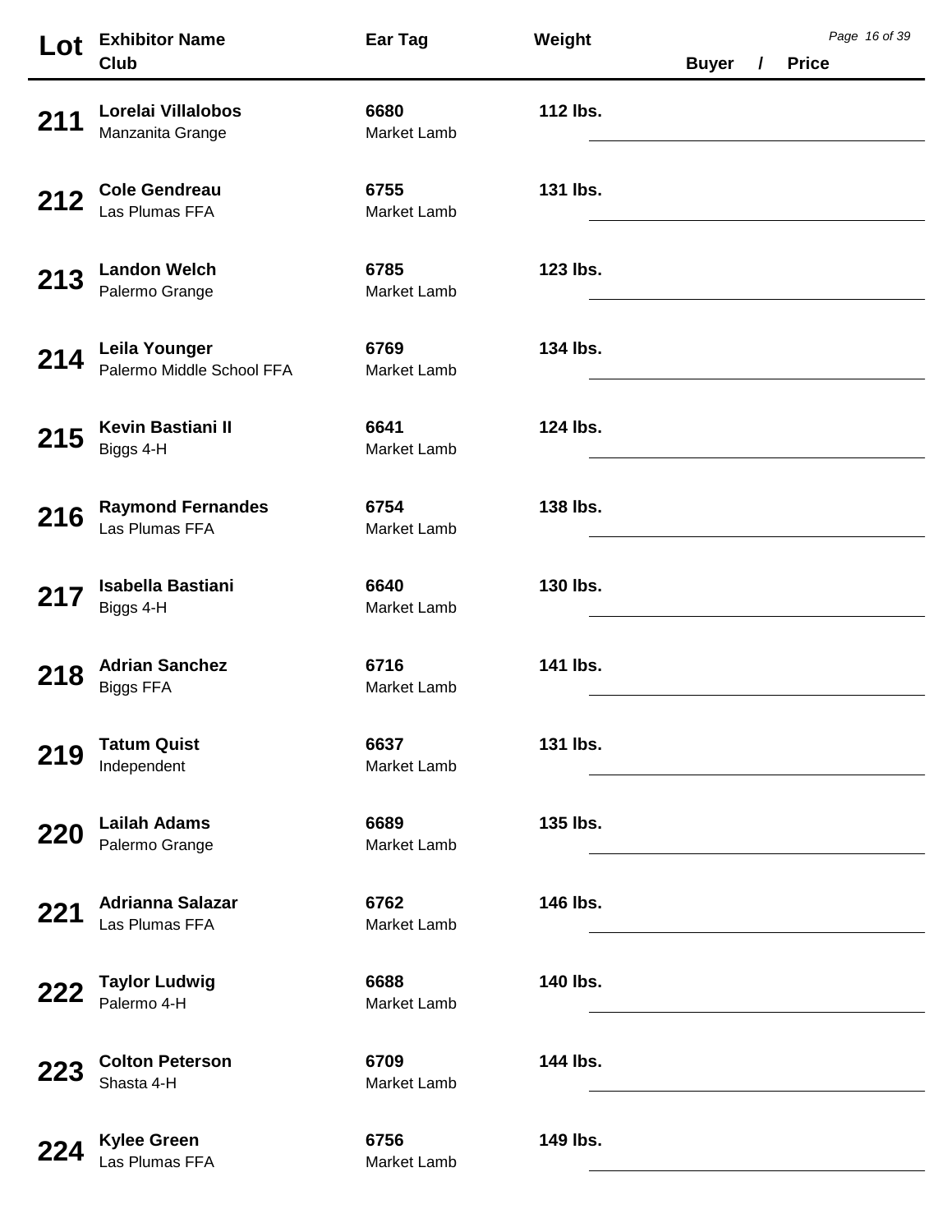| Lot | Exhibitor Name / Club | Ear Tag | Weight | Buyer / Price |
| --- | --- | --- | --- | --- |
| 211 | **Lorelai Villalobos**<br>Manzanita Grange | **6680**<br>Market Lamb | **112 lbs.** | |
| 212 | **Cole Gendreau**<br>Las Plumas FFA | **6755**<br>Market Lamb | **131 lbs.** | |
| 213 | **Landon Welch**<br>Palermo Grange | **6785**<br>Market Lamb | **123 lbs.** | |
| 214 | **Leila Younger**<br>Palermo Middle School FFA | **6769**<br>Market Lamb | **134 lbs.** | |
| 215 | **Kevin Bastiani II**<br>Biggs 4-H | **6641**<br>Market Lamb | **124 lbs.** | |
| 216 | **Raymond Fernandes**<br>Las Plumas FFA | **6754**<br>Market Lamb | **138 lbs.** | |
| 217 | **Isabella Bastiani**<br>Biggs 4-H | **6640**<br>Market Lamb | **130 lbs.** | |
| 218 | **Adrian Sanchez**<br>Biggs FFA | **6716**<br>Market Lamb | **141 lbs.** | |
| 219 | **Tatum Quist**<br>Independent | **6637**<br>Market Lamb | **131 lbs.** | |
| 220 | **Lailah Adams**<br>Palermo Grange | **6689**<br>Market Lamb | **135 lbs.** | |
| 221 | **Adrianna Salazar**<br>Las Plumas FFA | **6762**<br>Market Lamb | **146 lbs.** | |
| 222 | **Taylor Ludwig**<br>Palermo 4-H | **6688**<br>Market Lamb | **140 lbs.** | |
| 223 | **Colton Peterson**<br>Shasta 4-H | **6709**<br>Market Lamb | **144 lbs.** | |
| 224 | **Kylee Green**<br>Las Plumas FFA | **6756**<br>Market Lamb | **149 lbs.** | |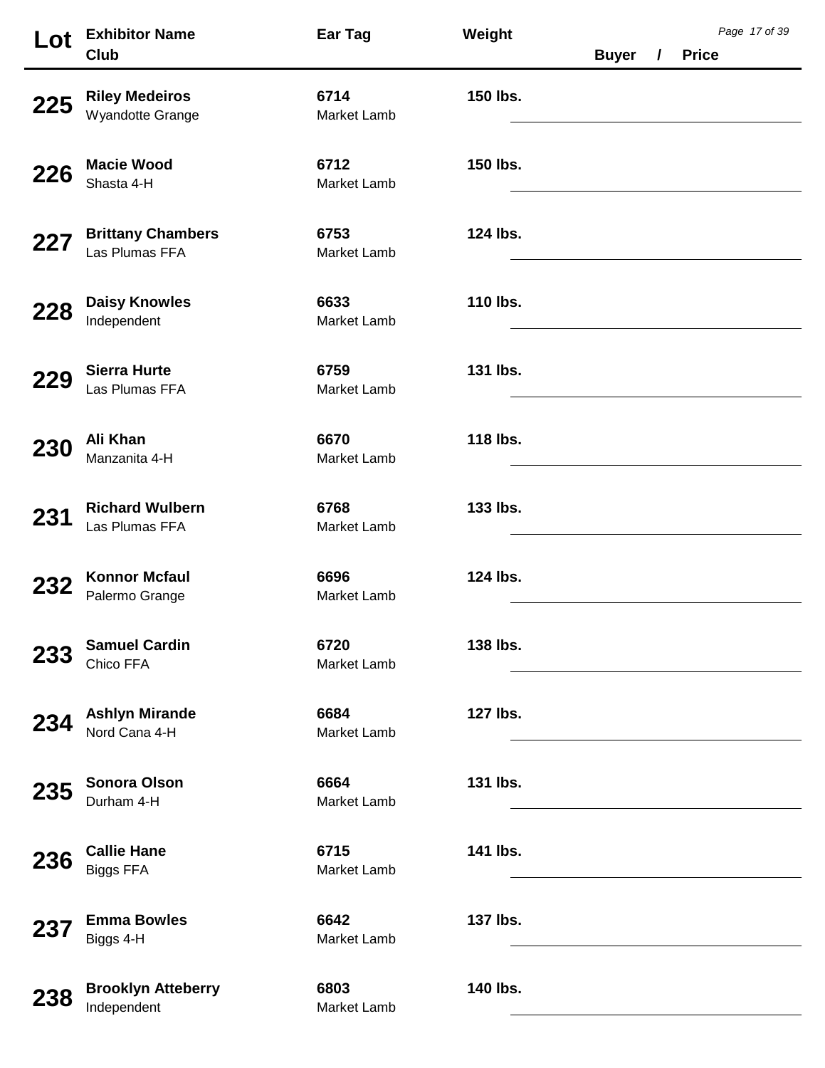| Lot | Exhibitor Name / Club | Ear Tag | Weight | Buyer / Price |
|---|---|---|---|---|
| 225 | **Riley Medeiros**<br>Wyandotte Grange | **6714**<br>Market Lamb | **150 lbs.** | |
| 226 | **Macie Wood**<br>Shasta 4-H | **6712**<br>Market Lamb | **150 lbs.** | |
| 227 | **Brittany Chambers**<br>Las Plumas FFA | **6753**<br>Market Lamb | **124 lbs.** | |
| 228 | **Daisy Knowles**<br>Independent | **6633**<br>Market Lamb | **110 lbs.** | |
| 229 | **Sierra Hurte**<br>Las Plumas FFA | **6759**<br>Market Lamb | **131 lbs.** | |
| 230 | **Ali Khan**<br>Manzanita 4-H | **6670**<br>Market Lamb | **118 lbs.** | |
| 231 | **Richard Wulbern**<br>Las Plumas FFA | **6768**<br>Market Lamb | **133 lbs.** | |
| 232 | **Konnor Mcfaul**<br>Palermo Grange | **6696**<br>Market Lamb | **124 lbs.** | |
| 233 | **Samuel Cardin**<br>Chico FFA | **6720**<br>Market Lamb | **138 lbs.** | |
| 234 | **Ashlyn Mirande**<br>Nord Cana 4-H | **6684**<br>Market Lamb | **127 lbs.** | |
| 235 | **Sonora Olson**<br>Durham 4-H | **6664**<br>Market Lamb | **131 lbs.** | |
| 236 | **Callie Hane**<br>Biggs FFA | **6715**<br>Market Lamb | **141 lbs.** | |
| 237 | **Emma Bowles**<br>Biggs 4-H | **6642**<br>Market Lamb | **137 lbs.** | |
| 238 | **Brooklyn Atteberry**<br>Independent | **6803**<br>Market Lamb | **140 lbs.** | |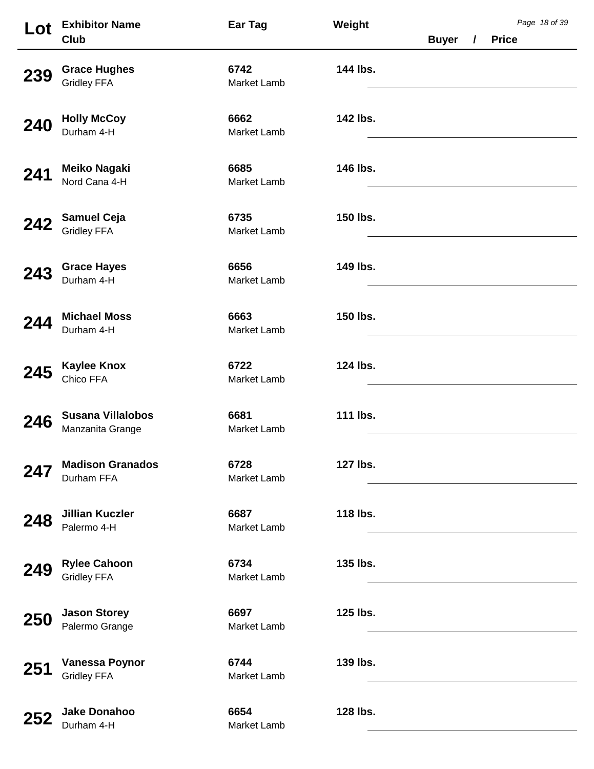| Lot | Exhibitor Name / Club | Ear Tag | Weight | Buyer / Price |
|---|---|---|---|---|
| 239 | **Grace Hughes**<br>Gridley FFA | **6742**<br>Market Lamb | **144 lbs.** | |
| 240 | **Holly McCoy**<br>Durham 4-H | **6662**<br>Market Lamb | **142 lbs.** | |
| 241 | **Meiko Nagaki**<br>Nord Cana 4-H | **6685**<br>Market Lamb | **146 lbs.** | |
| 242 | **Samuel Ceja**<br>Gridley FFA | **6735**<br>Market Lamb | **150 lbs.** | |
| 243 | **Grace Hayes**<br>Durham 4-H | **6656**<br>Market Lamb | **149 lbs.** | |
| 244 | **Michael Moss**<br>Durham 4-H | **6663**<br>Market Lamb | **150 lbs.** | |
| 245 | **Kaylee Knox**<br>Chico FFA | **6722**<br>Market Lamb | **124 lbs.** | |
| 246 | **Susana Villalobos**<br>Manzanita Grange | **6681**<br>Market Lamb | **111 lbs.** | |
| 247 | **Madison Granados**<br>Durham FFA | **6728**<br>Market Lamb | **127 lbs.** | |
| 248 | **Jillian Kuczler**<br>Palermo 4-H | **6687**<br>Market Lamb | **118 lbs.** | |
| 249 | **Rylee Cahoon**<br>Gridley FFA | **6734**<br>Market Lamb | **135 lbs.** | |
| 250 | **Jason Storey**<br>Palermo Grange | **6697**<br>Market Lamb | **125 lbs.** | |
| 251 | **Vanessa Poynor**<br>Gridley FFA | **6744**<br>Market Lamb | **139 lbs.** | |
| 252 | **Jake Donahoo**<br>Durham 4-H | **6654**<br>Market Lamb | **128 lbs.** | |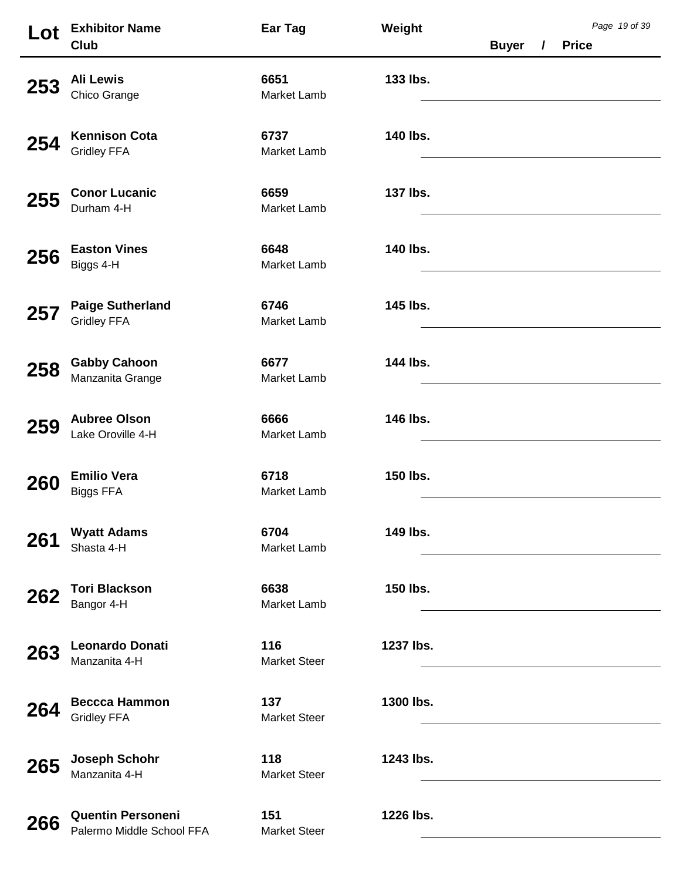| Lot | Exhibitor Name / Club | Ear Tag | Weight | Buyer / Price |
|---|---|---|---|---|
| 253 | **Ali Lewis**<br>Chico Grange | **6651**<br>Market Lamb | **133 lbs.** | |
| 254 | **Kennison Cota**<br>Gridley FFA | **6737**<br>Market Lamb | **140 lbs.** | |
| 255 | **Conor Lucanic**<br>Durham 4-H | **6659**<br>Market Lamb | **137 lbs.** | |
| 256 | **Easton Vines**<br>Biggs 4-H | **6648**<br>Market Lamb | **140 lbs.** | |
| 257 | **Paige Sutherland**<br>Gridley FFA | **6746**<br>Market Lamb | **145 lbs.** | |
| 258 | **Gabby Cahoon**<br>Manzanita Grange | **6677**<br>Market Lamb | **144 lbs.** | |
| 259 | **Aubree Olson**<br>Lake Oroville 4-H | **6666**<br>Market Lamb | **146 lbs.** | |
| 260 | **Emilio Vera**<br>Biggs FFA | **6718**<br>Market Lamb | **150 lbs.** | |
| 261 | **Wyatt Adams**<br>Shasta 4-H | **6704**<br>Market Lamb | **149 lbs.** | |
| 262 | **Tori Blackson**<br>Bangor 4-H | **6638**<br>Market Lamb | **150 lbs.** | |
| 263 | **Leonardo Donati**<br>Manzanita 4-H | **116**<br>Market Steer | **1237 lbs.** | |
| 264 | **Beccca Hammon**<br>Gridley FFA | **137**<br>Market Steer | **1300 lbs.** | |
| 265 | **Joseph Schohr**<br>Manzanita 4-H | **118**<br>Market Steer | **1243 lbs.** | |
| 266 | **Quentin Personeni**<br>Palermo Middle School FFA | **151**<br>Market Steer | **1226 lbs.** | |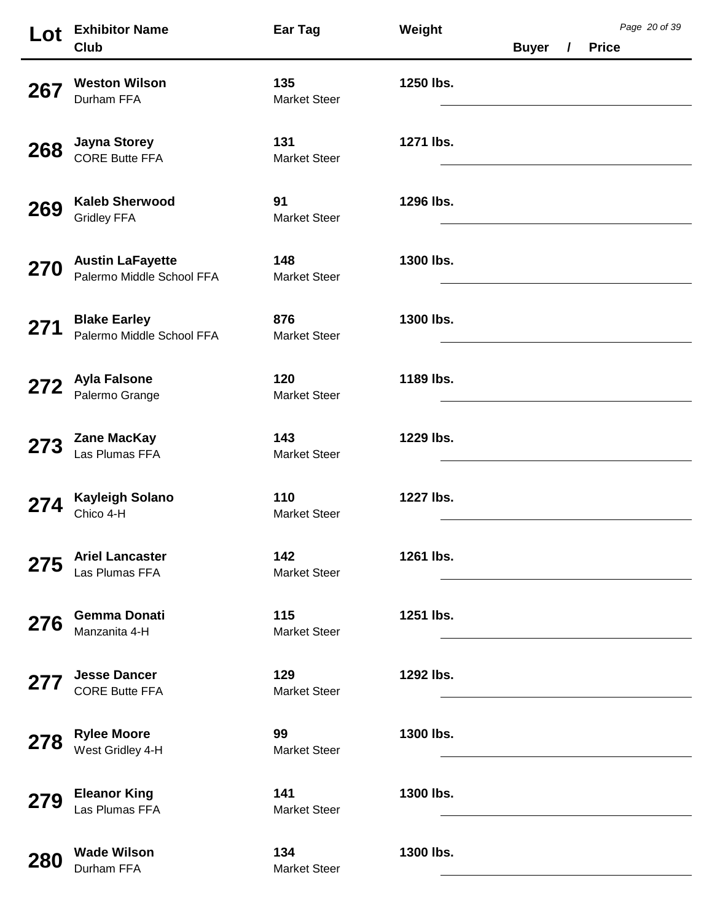| Lot | Exhibitor Name<br>Club | Ear Tag | Weight | Buyer / Price |
|---|---|---|---|---|
| 267 | **Weston Wilson**<br>Durham FFA | 135<br>Market Steer | 1250 lbs. | |
| 268 | **Jayna Storey**<br>CORE Butte FFA | 131<br>Market Steer | 1271 lbs. | |
| 269 | **Kaleb Sherwood**<br>Gridley FFA | 91<br>Market Steer | 1296 lbs. | |
| 270 | **Austin LaFayette**<br>Palermo Middle School FFA | 148<br>Market Steer | 1300 lbs. | |
| 271 | **Blake Earley**<br>Palermo Middle School FFA | 876<br>Market Steer | 1300 lbs. | |
| 272 | **Ayla Falsone**<br>Palermo Grange | 120<br>Market Steer | 1189 lbs. | |
| 273 | **Zane MacKay**<br>Las Plumas FFA | 143<br>Market Steer | 1229 lbs. | |
| 274 | **Kayleigh Solano**<br>Chico 4-H | 110<br>Market Steer | 1227 lbs. | |
| 275 | **Ariel Lancaster**<br>Las Plumas FFA | 142<br>Market Steer | 1261 lbs. | |
| 276 | **Gemma Donati**<br>Manzanita 4-H | 115<br>Market Steer | 1251 lbs. | |
| 277 | **Jesse Dancer**<br>CORE Butte FFA | 129<br>Market Steer | 1292 lbs. | |
| 278 | **Rylee Moore**<br>West Gridley 4-H | 99<br>Market Steer | 1300 lbs. | |
| 279 | **Eleanor King**<br>Las Plumas FFA | 141<br>Market Steer | 1300 lbs. | |
| 280 | **Wade Wilson**<br>Durham FFA | 134<br>Market Steer | 1300 lbs. | |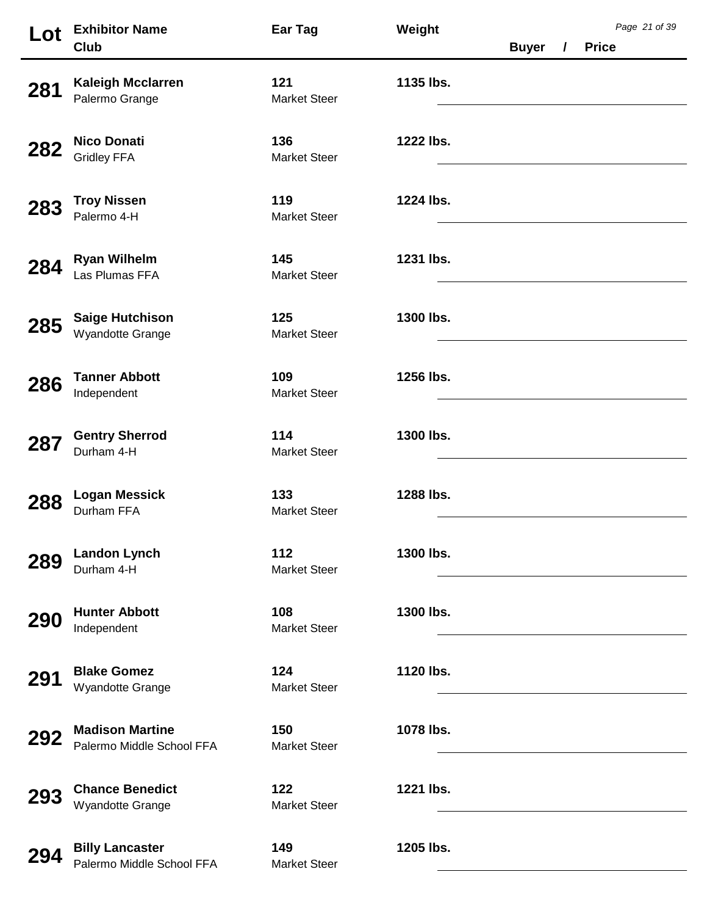| Lot | Exhibitor Name / Club | Ear Tag | Weight | Buyer / Price |
|---|---|---|---|---|
| 281 | **Kaleigh Mcclarren**<br>Palermo Grange | **121**<br>Market Steer | **1135 lbs.** | |
| 282 | **Nico Donati**<br>Gridley FFA | **136**<br>Market Steer | **1222 lbs.** | |
| 283 | **Troy Nissen**<br>Palermo 4-H | **119**<br>Market Steer | **1224 lbs.** | |
| 284 | **Ryan Wilhelm**<br>Las Plumas FFA | **145**<br>Market Steer | **1231 lbs.** | |
| 285 | **Saige Hutchison**<br>Wyandotte Grange | **125**<br>Market Steer | **1300 lbs.** | |
| 286 | **Tanner Abbott**<br>Independent | **109**<br>Market Steer | **1256 lbs.** | |
| 287 | **Gentry Sherrod**<br>Durham 4-H | **114**<br>Market Steer | **1300 lbs.** | |
| 288 | **Logan Messick**<br>Durham FFA | **133**<br>Market Steer | **1288 lbs.** | |
| 289 | **Landon Lynch**<br>Durham 4-H | **112**<br>Market Steer | **1300 lbs.** | |
| 290 | **Hunter Abbott**<br>Independent | **108**<br>Market Steer | **1300 lbs.** | |
| 291 | **Blake Gomez**<br>Wyandotte Grange | **124**<br>Market Steer | **1120 lbs.** | |
| 292 | **Madison Martine**<br>Palermo Middle School FFA | **150**<br>Market Steer | **1078 lbs.** | |
| 293 | **Chance Benedict**<br>Wyandotte Grange | **122**<br>Market Steer | **1221 lbs.** | |
| 294 | **Billy Lancaster**<br>Palermo Middle School FFA | **149**<br>Market Steer | **1205 lbs.** | |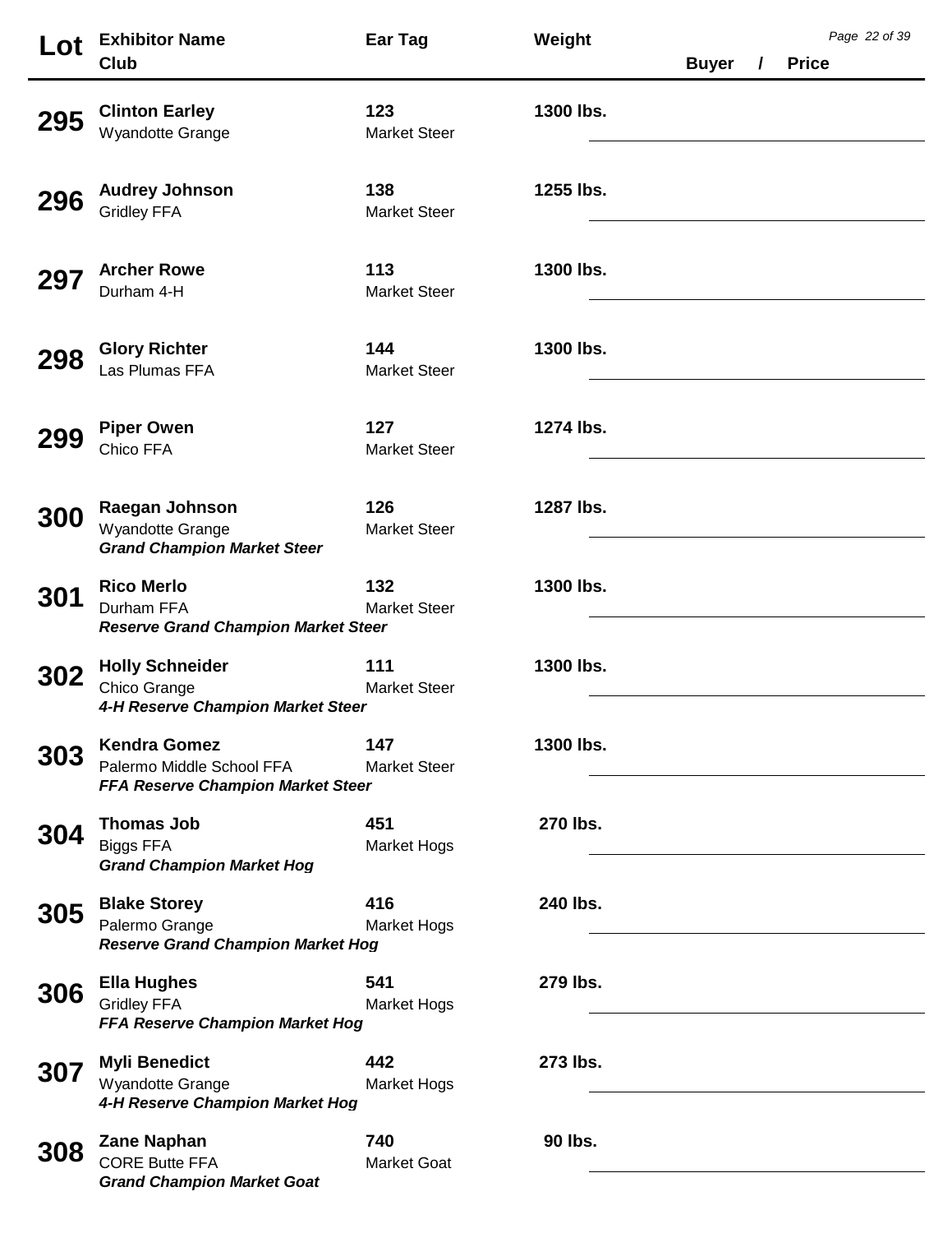| Lot | Exhibitor Name / Club | Ear Tag | Weight | Buyer / Price |
|---|---|---|---|---|
| **295** | **Clinton Earley**<br>Wyandotte Grange | **123**<br>Market Steer | **1300 lbs.** | |
| **296** | **Audrey Johnson**<br>Gridley FFA | **138**<br>Market Steer | **1255 lbs.** | |
| **297** | **Archer Rowe**<br>Durham 4-H | **113**<br>Market Steer | **1300 lbs.** | |
| **298** | **Glory Richter**<br>Las Plumas FFA | **144**<br>Market Steer | **1300 lbs.** | |
| **299** | **Piper Owen**<br>Chico FFA | **127**<br>Market Steer | **1274 lbs.** | |
| **300** | **Raegan Johnson**<br>Wyandotte Grange<br>***Grand Champion Market Steer*** | **126**<br>Market Steer | **1287 lbs.** | |
| **301** | **Rico Merlo**<br>Durham FFA<br>***Reserve Grand Champion Market Steer*** | **132**<br>Market Steer | **1300 lbs.** | |
| **302** | **Holly Schneider**<br>Chico Grange<br>***4-H Reserve Champion Market Steer*** | **111**<br>Market Steer | **1300 lbs.** | |
| **303** | **Kendra Gomez**<br>Palermo Middle School FFA<br>***FFA Reserve Champion Market Steer*** | **147**<br>Market Steer | **1300 lbs.** | |
| **304** | **Thomas Job**<br>Biggs FFA<br>***Grand Champion Market Hog*** | **451**<br>Market Hogs | **270 lbs.** | |
| **305** | **Blake Storey**<br>Palermo Grange<br>***Reserve Grand Champion Market Hog*** | **416**<br>Market Hogs | **240 lbs.** | |
| **306** | **Ella Hughes**<br>Gridley FFA<br>***FFA Reserve Champion Market Hog*** | **541**<br>Market Hogs | **279 lbs.** | |
| **307** | **Myli Benedict**<br>Wyandotte Grange<br>***4-H Reserve Champion Market Hog*** | **442**<br>Market Hogs | **273 lbs.** | |
| **308** | **Zane Naphan**<br>CORE Butte FFA<br>***Grand Champion Market Goat*** | **740**<br>Market Goat | **90 lbs.** | |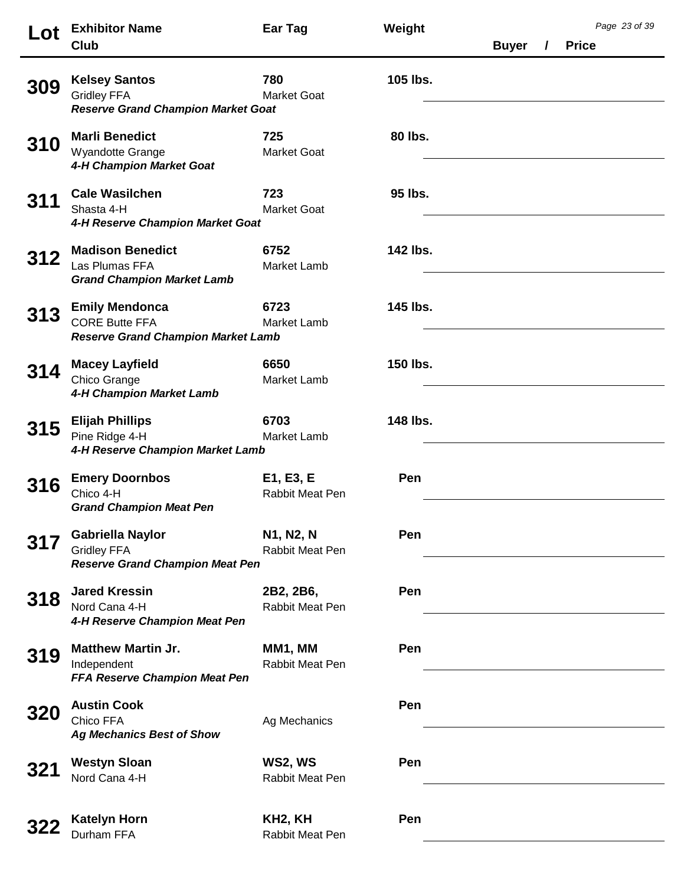| Lot | Exhibitor Name / Club | Ear Tag | Weight | Buyer / Price |
|---|---|---|---|---|
| 309 | **Kelsey Santos**<br>Gridley FFA<br>***Reserve Grand Champion Market Goat*** | **780**<br>Market Goat | **105 lbs.** | |
| 310 | **Marli Benedict**<br>Wyandotte Grange<br>***4-H Champion Market Goat*** | **725**<br>Market Goat | **80 lbs.** | |
| 311 | **Cale Wasilchen**<br>Shasta 4-H<br>***4-H Reserve Champion Market Goat*** | **723**<br>Market Goat | **95 lbs.** | |
| 312 | **Madison Benedict**<br>Las Plumas FFA<br>***Grand Champion Market Lamb*** | **6752**<br>Market Lamb | **142 lbs.** | |
| 313 | **Emily Mendonca**<br>CORE Butte FFA<br>***Reserve Grand Champion Market Lamb*** | **6723**<br>Market Lamb | **145 lbs.** | |
| 314 | **Macey Layfield**<br>Chico Grange<br>***4-H Champion Market Lamb*** | **6650**<br>Market Lamb | **150 lbs.** | |
| 315 | **Elijah Phillips**<br>Pine Ridge 4-H<br>***4-H Reserve Champion Market Lamb*** | **6703**<br>Market Lamb | **148 lbs.** | |
| 316 | **Emery Doornbos**<br>Chico 4-H<br>***Grand Champion Meat Pen*** | **E1, E3, E**<br>Rabbit Meat Pen | **Pen** | |
| 317 | **Gabriella Naylor**<br>Gridley FFA<br>***Reserve Grand Champion Meat Pen*** | **N1, N2, N**<br>Rabbit Meat Pen | **Pen** | |
| 318 | **Jared Kressin**<br>Nord Cana 4-H<br>***4-H Reserve Champion Meat Pen*** | **2B2, 2B6,**<br>Rabbit Meat Pen | **Pen** | |
| 319 | **Matthew Martin Jr.**<br>Independent<br>***FFA Reserve Champion Meat Pen*** | **MM1, MM**<br>Rabbit Meat Pen | **Pen** | |
| 320 | **Austin Cook**<br>Chico FFA<br>***Ag Mechanics Best of Show*** | Ag Mechanics | **Pen** | |
| 321 | **Westyn Sloan**<br>Nord Cana 4-H | **WS2, WS**<br>Rabbit Meat Pen | **Pen** | |
| 322 | **Katelyn Horn**<br>Durham FFA | **KH2, KH**<br>Rabbit Meat Pen | **Pen** | |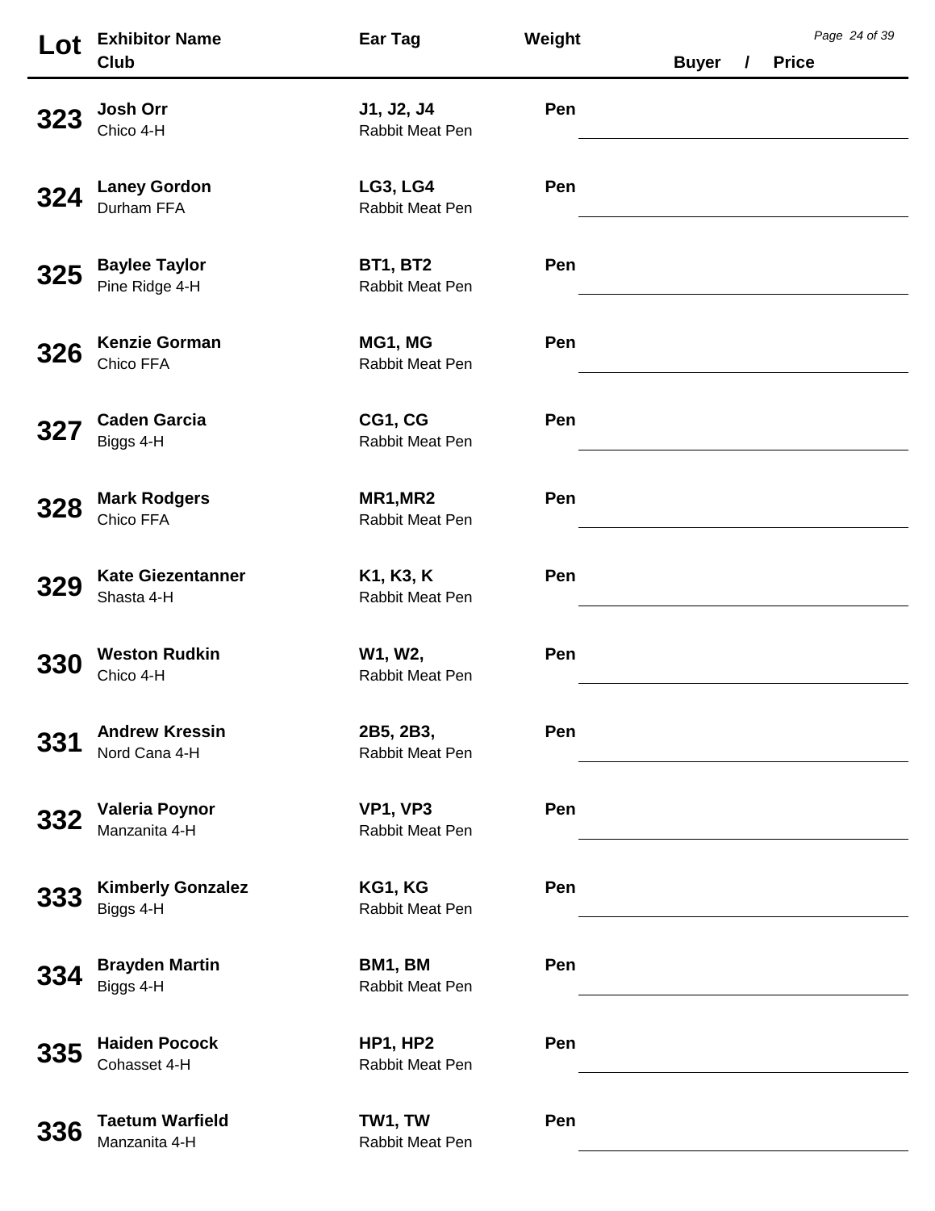| Lot | Exhibitor Name / Club | Ear Tag | Weight | Buyer / Price |
|---|---|---|---|---|
| 323 | **Josh Orr**<br>Chico 4-H | **J1, J2, J4**<br>Rabbit Meat Pen | **Pen** | |
| 324 | **Laney Gordon**<br>Durham FFA | **LG3, LG4**<br>Rabbit Meat Pen | **Pen** | |
| 325 | **Baylee Taylor**<br>Pine Ridge 4-H | **BT1, BT2**<br>Rabbit Meat Pen | **Pen** | |
| 326 | **Kenzie Gorman**<br>Chico FFA | **MG1, MG**<br>Rabbit Meat Pen | **Pen** | |
| 327 | **Caden Garcia**<br>Biggs 4-H | **CG1, CG**<br>Rabbit Meat Pen | **Pen** | |
| 328 | **Mark Rodgers**<br>Chico FFA | **MR1,MR2**<br>Rabbit Meat Pen | **Pen** | |
| 329 | **Kate Giezentanner**<br>Shasta 4-H | **K1, K3, K**<br>Rabbit Meat Pen | **Pen** | |
| 330 | **Weston Rudkin**<br>Chico 4-H | **W1, W2,**<br>Rabbit Meat Pen | **Pen** | |
| 331 | **Andrew Kressin**<br>Nord Cana 4-H | **2B5, 2B3,**<br>Rabbit Meat Pen | **Pen** | |
| 332 | **Valeria Poynor**<br>Manzanita 4-H | **VP1, VP3**<br>Rabbit Meat Pen | **Pen** | |
| 333 | **Kimberly Gonzalez**<br>Biggs 4-H | **KG1, KG**<br>Rabbit Meat Pen | **Pen** | |
| 334 | **Brayden Martin**<br>Biggs 4-H | **BM1, BM**<br>Rabbit Meat Pen | **Pen** | |
| 335 | **Haiden Pocock**<br>Cohasset 4-H | **HP1, HP2**<br>Rabbit Meat Pen | **Pen** | |
| 336 | **Taetum Warfield**<br>Manzanita 4-H | **TW1, TW**<br>Rabbit Meat Pen | **Pen** | |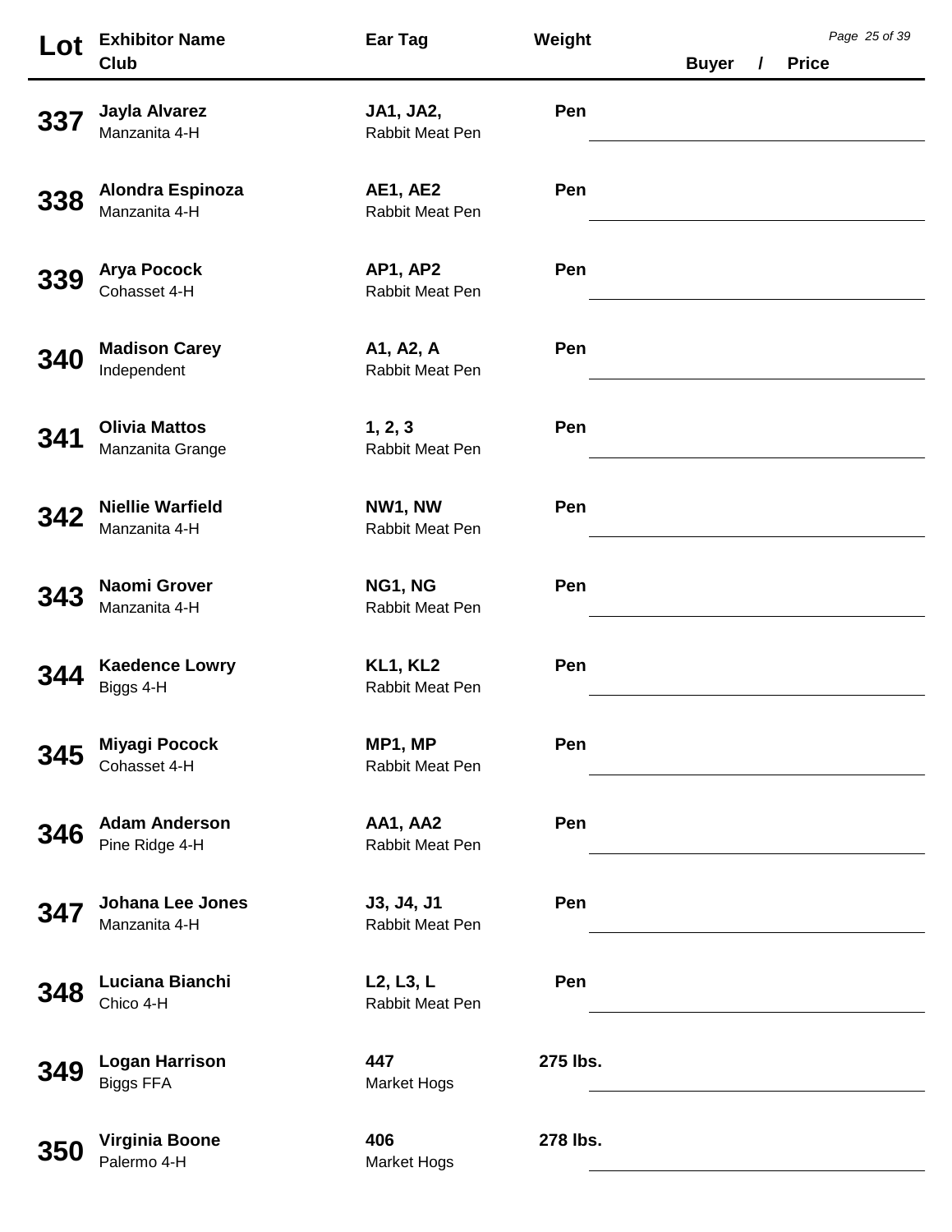| Lot | Exhibitor Name<br>Club | Ear Tag | Weight | Buyer / Price |
|---|---|---|---|---|
| 337 | **Jayla Alvarez**<br>Manzanita 4-H | **JA1, JA2,**<br>Rabbit Meat Pen | **Pen** | |
| 338 | **Alondra Espinoza**<br>Manzanita 4-H | **AE1, AE2**<br>Rabbit Meat Pen | **Pen** | |
| 339 | **Arya Pocock**<br>Cohasset 4-H | **AP1, AP2**<br>Rabbit Meat Pen | **Pen** | |
| 340 | **Madison Carey**<br>Independent | **A1, A2, A**<br>Rabbit Meat Pen | **Pen** | |
| 341 | **Olivia Mattos**<br>Manzanita Grange | **1, 2, 3**<br>Rabbit Meat Pen | **Pen** | |
| 342 | **Niellie Warfield**<br>Manzanita 4-H | **NW1, NW**<br>Rabbit Meat Pen | **Pen** | |
| 343 | **Naomi Grover**<br>Manzanita 4-H | **NG1, NG**<br>Rabbit Meat Pen | **Pen** | |
| 344 | **Kaedence Lowry**<br>Biggs 4-H | **KL1, KL2**<br>Rabbit Meat Pen | **Pen** | |
| 345 | **Miyagi Pocock**<br>Cohasset 4-H | **MP1, MP**<br>Rabbit Meat Pen | **Pen** | |
| 346 | **Adam Anderson**<br>Pine Ridge 4-H | **AA1, AA2**<br>Rabbit Meat Pen | **Pen** | |
| 347 | **Johana Lee Jones**<br>Manzanita 4-H | **J3, J4, J1**<br>Rabbit Meat Pen | **Pen** | |
| 348 | **Luciana Bianchi**<br>Chico 4-H | **L2, L3, L**<br>Rabbit Meat Pen | **Pen** | |
| 349 | **Logan Harrison**<br>Biggs FFA | **447**<br>Market Hogs | **275 lbs.** | |
| 350 | **Virginia Boone**<br>Palermo 4-H | **406**<br>Market Hogs | **278 lbs.** | |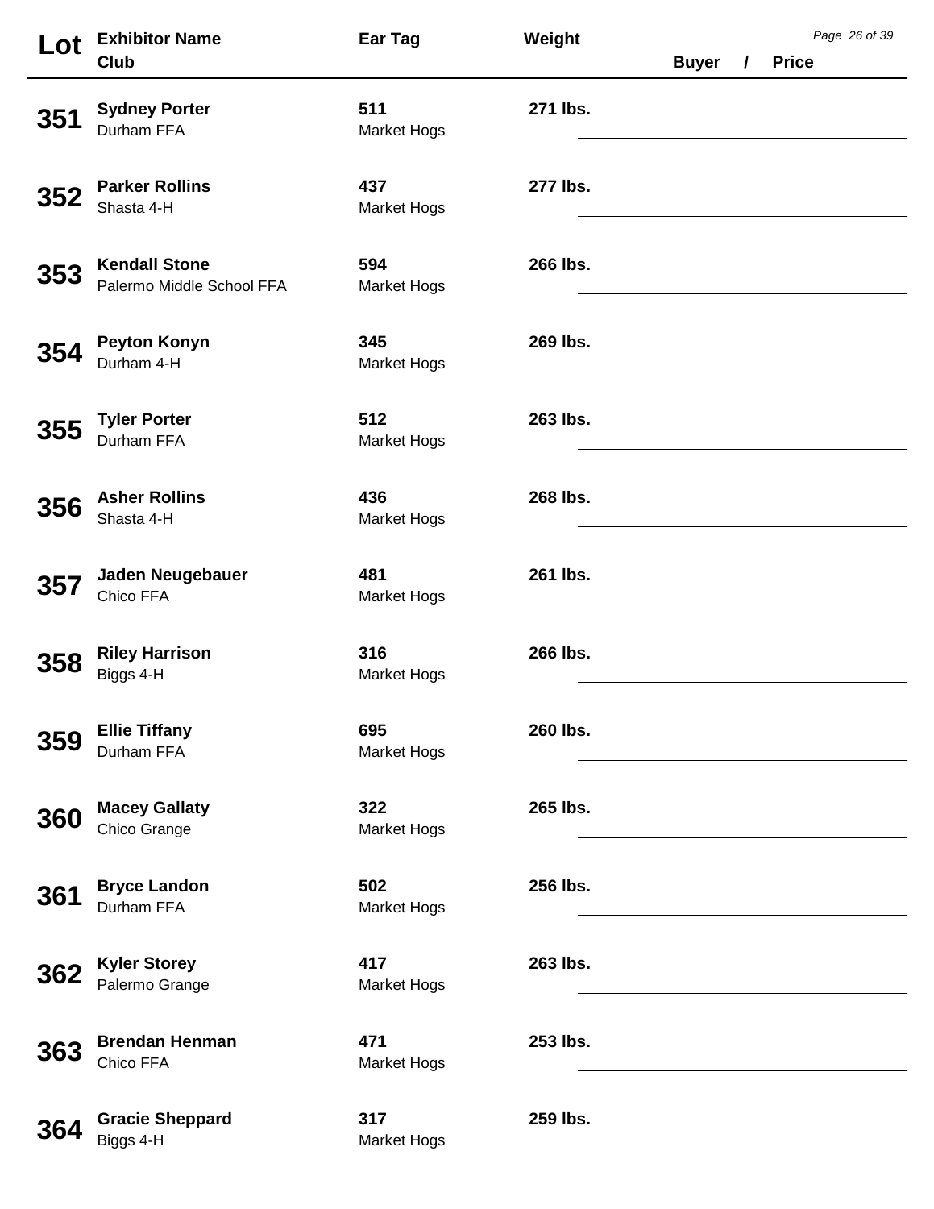| Lot | Exhibitor Name / Club | Ear Tag | Weight | Buyer / Price |
| --- | --- | --- | --- | --- |
| **351** | **Sydney Porter**<br>Durham FFA | **511**<br>Market Hogs | **271 lbs.** | |
| **352** | **Parker Rollins**<br>Shasta 4-H | **437**<br>Market Hogs | **277 lbs.** | |
| **353** | **Kendall Stone**<br>Palermo Middle School FFA | **594**<br>Market Hogs | **266 lbs.** | |
| **354** | **Peyton Konyn**<br>Durham 4-H | **345**<br>Market Hogs | **269 lbs.** | |
| **355** | **Tyler Porter**<br>Durham FFA | **512**<br>Market Hogs | **263 lbs.** | |
| **356** | **Asher Rollins**<br>Shasta 4-H | **436**<br>Market Hogs | **268 lbs.** | |
| **357** | **Jaden Neugebauer**<br>Chico FFA | **481**<br>Market Hogs | **261 lbs.** | |
| **358** | **Riley Harrison**<br>Biggs 4-H | **316**<br>Market Hogs | **266 lbs.** | |
| **359** | **Ellie Tiffany**<br>Durham FFA | **695**<br>Market Hogs | **260 lbs.** | |
| **360** | **Macey Gallaty**<br>Chico Grange | **322**<br>Market Hogs | **265 lbs.** | |
| **361** | **Bryce Landon**<br>Durham FFA | **502**<br>Market Hogs | **256 lbs.** | |
| **362** | **Kyler Storey**<br>Palermo Grange | **417**<br>Market Hogs | **263 lbs.** | |
| **363** | **Brendan Henman**<br>Chico FFA | **471**<br>Market Hogs | **253 lbs.** | |
| **364** | **Gracie Sheppard**<br>Biggs 4-H | **317**<br>Market Hogs | **259 lbs.** | |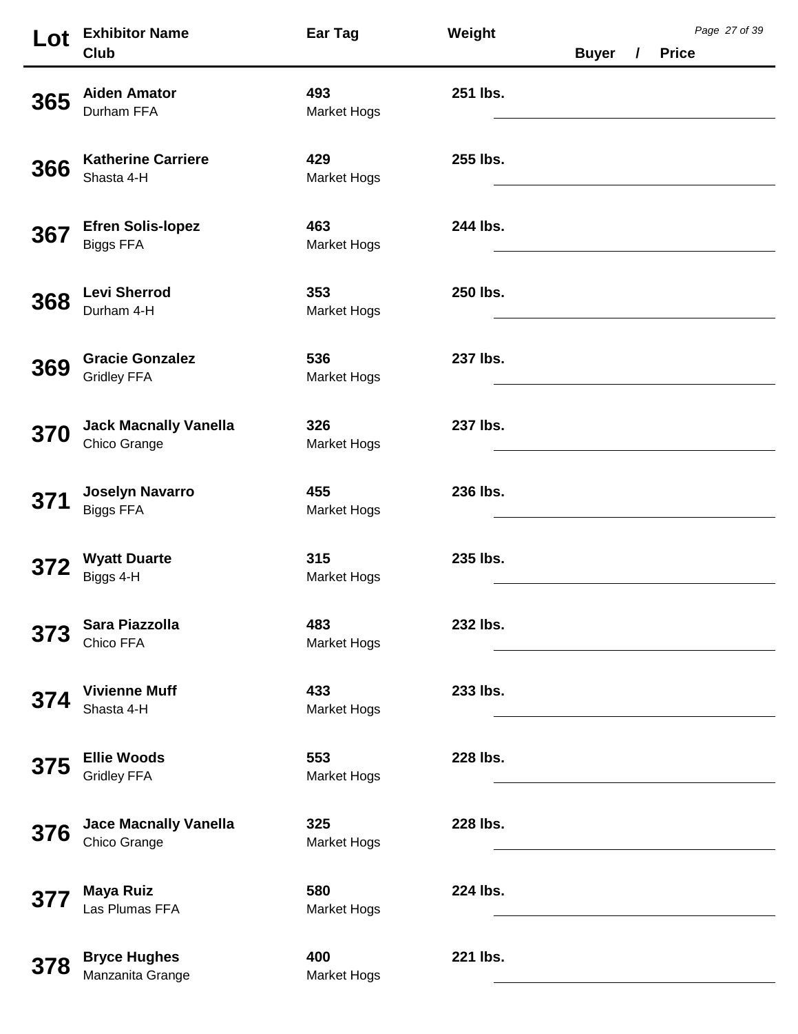| Lot | Exhibitor Name / Club | Ear Tag | Weight | Buyer / Price |
|---|---|---|---|---|
| 365 | **Aiden Amator**<br>Durham FFA | **493**<br>Market Hogs | **251 lbs.** | |
| 366 | **Katherine Carriere**<br>Shasta 4-H | **429**<br>Market Hogs | **255 lbs.** | |
| 367 | **Efren Solis-lopez**<br>Biggs FFA | **463**<br>Market Hogs | **244 lbs.** | |
| 368 | **Levi Sherrod**<br>Durham 4-H | **353**<br>Market Hogs | **250 lbs.** | |
| 369 | **Gracie Gonzalez**<br>Gridley FFA | **536**<br>Market Hogs | **237 lbs.** | |
| 370 | **Jack Macnally Vanella**<br>Chico Grange | **326**<br>Market Hogs | **237 lbs.** | |
| 371 | **Joselyn Navarro**<br>Biggs FFA | **455**<br>Market Hogs | **236 lbs.** | |
| 372 | **Wyatt Duarte**<br>Biggs 4-H | **315**<br>Market Hogs | **235 lbs.** | |
| 373 | **Sara Piazzolla**<br>Chico FFA | **483**<br>Market Hogs | **232 lbs.** | |
| 374 | **Vivienne Muff**<br>Shasta 4-H | **433**<br>Market Hogs | **233 lbs.** | |
| 375 | **Ellie Woods**<br>Gridley FFA | **553**<br>Market Hogs | **228 lbs.** | |
| 376 | **Jace Macnally Vanella**<br>Chico Grange | **325**<br>Market Hogs | **228 lbs.** | |
| 377 | **Maya Ruiz**<br>Las Plumas FFA | **580**<br>Market Hogs | **224 lbs.** | |
| 378 | **Bryce Hughes**<br>Manzanita Grange | **400**<br>Market Hogs | **221 lbs.** | |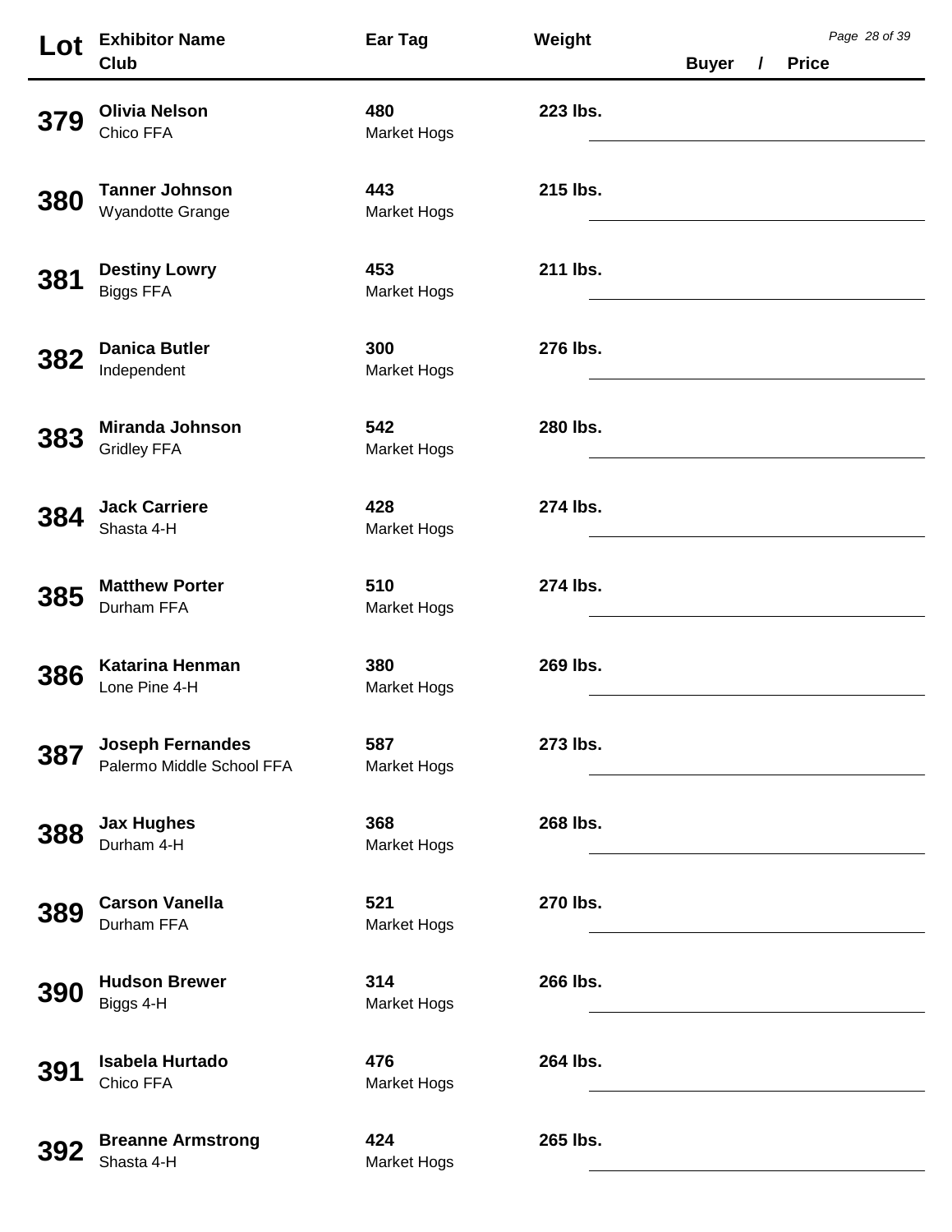| Lot | Exhibitor Name / Club | Ear Tag | Weight | Buyer / Price |
|---|---|---|---|---|
| 379 | **Olivia Nelson**<br>Chico FFA | **480**<br>Market Hogs | **223 lbs.** | |
| 380 | **Tanner Johnson**<br>Wyandotte Grange | **443**<br>Market Hogs | **215 lbs.** | |
| 381 | **Destiny Lowry**<br>Biggs FFA | **453**<br>Market Hogs | **211 lbs.** | |
| 382 | **Danica Butler**<br>Independent | **300**<br>Market Hogs | **276 lbs.** | |
| 383 | **Miranda Johnson**<br>Gridley FFA | **542**<br>Market Hogs | **280 lbs.** | |
| 384 | **Jack Carriere**<br>Shasta 4-H | **428**<br>Market Hogs | **274 lbs.** | |
| 385 | **Matthew Porter**<br>Durham FFA | **510**<br>Market Hogs | **274 lbs.** | |
| 386 | **Katarina Henman**<br>Lone Pine 4-H | **380**<br>Market Hogs | **269 lbs.** | |
| 387 | **Joseph Fernandes**<br>Palermo Middle School FFA | **587**<br>Market Hogs | **273 lbs.** | |
| 388 | **Jax Hughes**<br>Durham 4-H | **368**<br>Market Hogs | **268 lbs.** | |
| 389 | **Carson Vanella**<br>Durham FFA | **521**<br>Market Hogs | **270 lbs.** | |
| 390 | **Hudson Brewer**<br>Biggs 4-H | **314**<br>Market Hogs | **266 lbs.** | |
| 391 | **Isabela Hurtado**<br>Chico FFA | **476**<br>Market Hogs | **264 lbs.** | |
| 392 | **Breanne Armstrong**<br>Shasta 4-H | **424**<br>Market Hogs | **265 lbs.** | |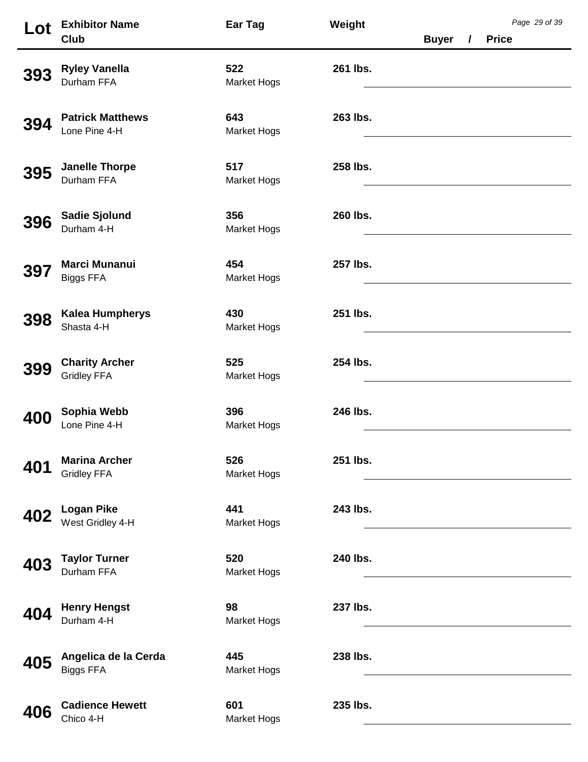| Lot | Exhibitor Name / Club | Ear Tag | Weight | Buyer / Price |
| --- | --- | --- | --- | --- |
| 393 | **Ryley Vanella**<br>Durham FFA | **522**<br>Market Hogs | **261 lbs.** | |
| 394 | **Patrick Matthews**<br>Lone Pine 4-H | **643**<br>Market Hogs | **263 lbs.** | |
| 395 | **Janelle Thorpe**<br>Durham FFA | **517**<br>Market Hogs | **258 lbs.** | |
| 396 | **Sadie Sjolund**<br>Durham 4-H | **356**<br>Market Hogs | **260 lbs.** | |
| 397 | **Marci Munanui**<br>Biggs FFA | **454**<br>Market Hogs | **257 lbs.** | |
| 398 | **Kalea Humpherys**<br>Shasta 4-H | **430**<br>Market Hogs | **251 lbs.** | |
| 399 | **Charity Archer**<br>Gridley FFA | **525**<br>Market Hogs | **254 lbs.** | |
| 400 | **Sophia Webb**<br>Lone Pine 4-H | **396**<br>Market Hogs | **246 lbs.** | |
| 401 | **Marina Archer**<br>Gridley FFA | **526**<br>Market Hogs | **251 lbs.** | |
| 402 | **Logan Pike**<br>West Gridley 4-H | **441**<br>Market Hogs | **243 lbs.** | |
| 403 | **Taylor Turner**<br>Durham FFA | **520**<br>Market Hogs | **240 lbs.** | |
| 404 | **Henry Hengst**<br>Durham 4-H | **98**<br>Market Hogs | **237 lbs.** | |
| 405 | **Angelica de la Cerda**<br>Biggs FFA | **445**<br>Market Hogs | **238 lbs.** | |
| 406 | **Cadience Hewett**<br>Chico 4-H | **601**<br>Market Hogs | **235 lbs.** | |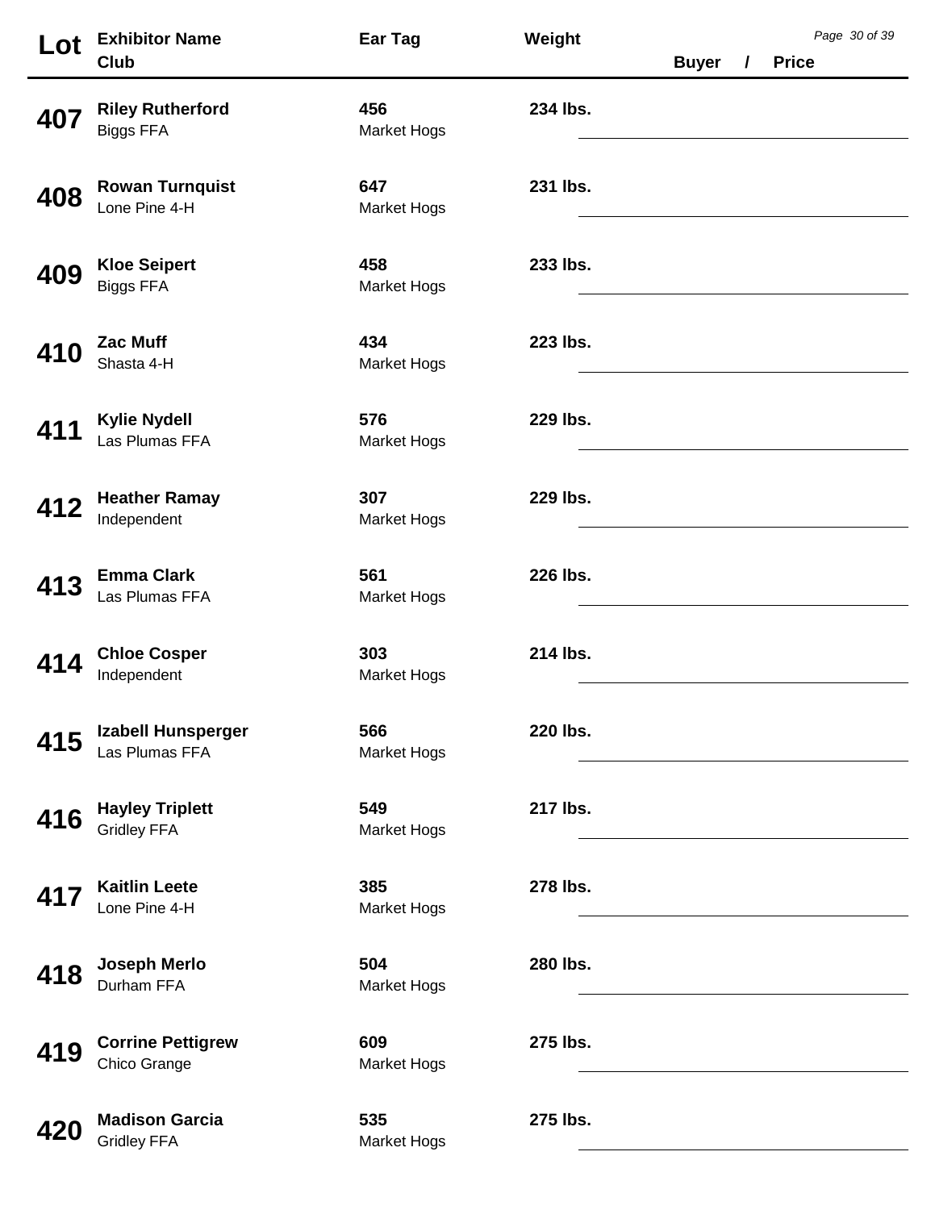| Lot | Exhibitor Name / Club | Ear Tag | Weight | Buyer / Price |
| --- | --- | --- | --- | --- |
| **407** | **Riley Rutherford**<br>Biggs FFA | **456**<br>Market Hogs | **234 lbs.** | |
| **408** | **Rowan Turnquist**<br>Lone Pine 4-H | **647**<br>Market Hogs | **231 lbs.** | |
| **409** | **Kloe Seipert**<br>Biggs FFA | **458**<br>Market Hogs | **233 lbs.** | |
| **410** | **Zac Muff**<br>Shasta 4-H | **434**<br>Market Hogs | **223 lbs.** | |
| **411** | **Kylie Nydell**<br>Las Plumas FFA | **576**<br>Market Hogs | **229 lbs.** | |
| **412** | **Heather Ramay**<br>Independent | **307**<br>Market Hogs | **229 lbs.** | |
| **413** | **Emma Clark**<br>Las Plumas FFA | **561**<br>Market Hogs | **226 lbs.** | |
| **414** | **Chloe Cosper**<br>Independent | **303**<br>Market Hogs | **214 lbs.** | |
| **415** | **Izabell Hunsperger**<br>Las Plumas FFA | **566**<br>Market Hogs | **220 lbs.** | |
| **416** | **Hayley Triplett**<br>Gridley FFA | **549**<br>Market Hogs | **217 lbs.** | |
| **417** | **Kaitlin Leete**<br>Lone Pine 4-H | **385**<br>Market Hogs | **278 lbs.** | |
| **418** | **Joseph Merlo**<br>Durham FFA | **504**<br>Market Hogs | **280 lbs.** | |
| **419** | **Corrine Pettigrew**<br>Chico Grange | **609**<br>Market Hogs | **275 lbs.** | |
| **420** | **Madison Garcia**<br>Gridley FFA | **535**<br>Market Hogs | **275 lbs.** | |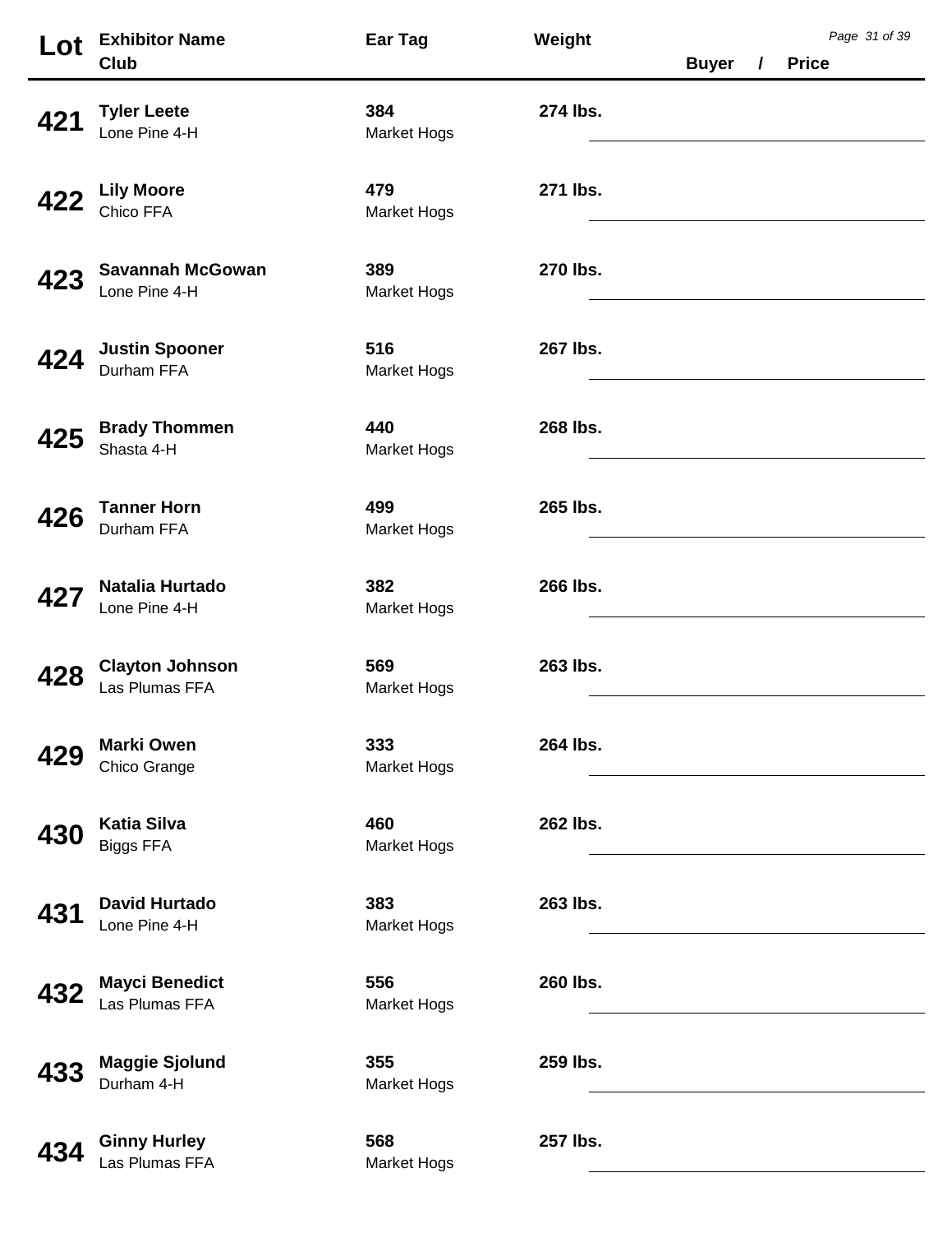| Lot | Exhibitor Name / Club | Ear Tag | Weight | Buyer / Price |
| --- | --- | --- | --- | --- |
| 421 | **Tyler Leete**<br>Lone Pine 4-H | **384**<br>Market Hogs | **274 lbs.** | |
| 422 | **Lily Moore**<br>Chico FFA | **479**<br>Market Hogs | **271 lbs.** | |
| 423 | **Savannah McGowan**<br>Lone Pine 4-H | **389**<br>Market Hogs | **270 lbs.** | |
| 424 | **Justin Spooner**<br>Durham FFA | **516**<br>Market Hogs | **267 lbs.** | |
| 425 | **Brady Thommen**<br>Shasta 4-H | **440**<br>Market Hogs | **268 lbs.** | |
| 426 | **Tanner Horn**<br>Durham FFA | **499**<br>Market Hogs | **265 lbs.** | |
| 427 | **Natalia Hurtado**<br>Lone Pine 4-H | **382**<br>Market Hogs | **266 lbs.** | |
| 428 | **Clayton Johnson**<br>Las Plumas FFA | **569**<br>Market Hogs | **263 lbs.** | |
| 429 | **Marki Owen**<br>Chico Grange | **333**<br>Market Hogs | **264 lbs.** | |
| 430 | **Katia Silva**<br>Biggs FFA | **460**<br>Market Hogs | **262 lbs.** | |
| 431 | **David Hurtado**<br>Lone Pine 4-H | **383**<br>Market Hogs | **263 lbs.** | |
| 432 | **Mayci Benedict**<br>Las Plumas FFA | **556**<br>Market Hogs | **260 lbs.** | |
| 433 | **Maggie Sjolund**<br>Durham 4-H | **355**<br>Market Hogs | **259 lbs.** | |
| 434 | **Ginny Hurley**<br>Las Plumas FFA | **568**<br>Market Hogs | **257 lbs.** | |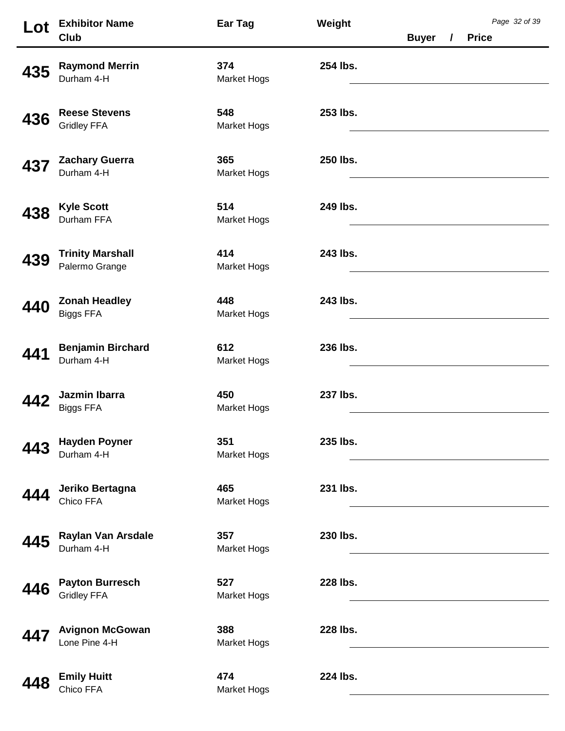| Lot | Exhibitor Name<br>Club | Ear Tag | Weight | Buyer / Price |
| --- | --- | --- | --- | --- |
| **435** | **Raymond Merrin**<br>Durham 4-H | **374**<br>Market Hogs | **254 lbs.** | |
| **436** | **Reese Stevens**<br>Gridley FFA | **548**<br>Market Hogs | **253 lbs.** | |
| **437** | **Zachary Guerra**<br>Durham 4-H | **365**<br>Market Hogs | **250 lbs.** | |
| **438** | **Kyle Scott**<br>Durham FFA | **514**<br>Market Hogs | **249 lbs.** | |
| **439** | **Trinity Marshall**<br>Palermo Grange | **414**<br>Market Hogs | **243 lbs.** | |
| **440** | **Zonah Headley**<br>Biggs FFA | **448**<br>Market Hogs | **243 lbs.** | |
| **441** | **Benjamin Birchard**<br>Durham 4-H | **612**<br>Market Hogs | **236 lbs.** | |
| **442** | **Jazmin Ibarra**<br>Biggs FFA | **450**<br>Market Hogs | **237 lbs.** | |
| **443** | **Hayden Poyner**<br>Durham 4-H | **351**<br>Market Hogs | **235 lbs.** | |
| **444** | **Jeriko Bertagna**<br>Chico FFA | **465**<br>Market Hogs | **231 lbs.** | |
| **445** | **Raylan Van Arsdale**<br>Durham 4-H | **357**<br>Market Hogs | **230 lbs.** | |
| **446** | **Payton Burresch**<br>Gridley FFA | **527**<br>Market Hogs | **228 lbs.** | |
| **447** | **Avignon McGowan**<br>Lone Pine 4-H | **388**<br>Market Hogs | **228 lbs.** | |
| **448** | **Emily Huitt**<br>Chico FFA | **474**<br>Market Hogs | **224 lbs.** | |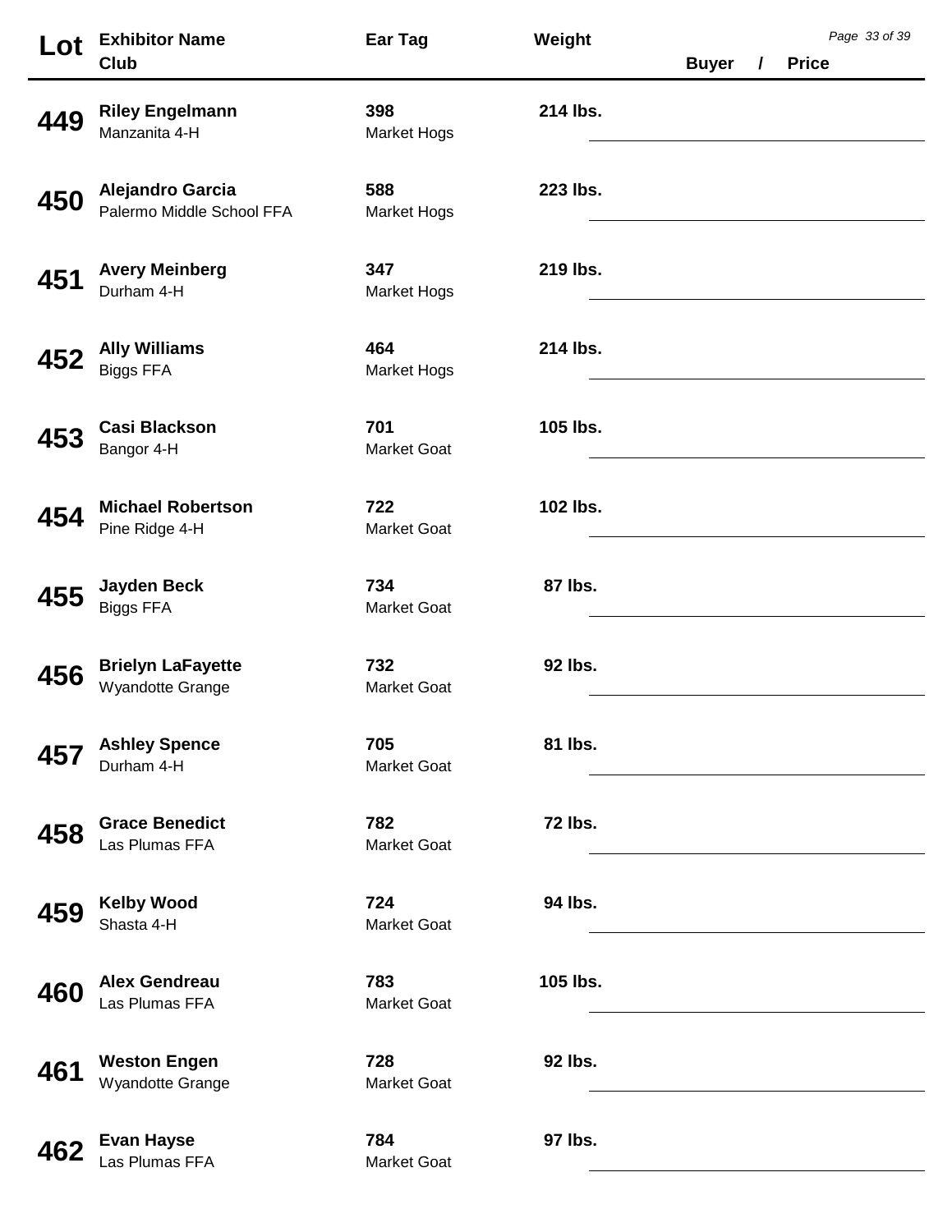| Lot | Exhibitor Name / Club | Ear Tag | Weight | Buyer / Price |
|---|---|---|---|---|
| 449 | **Riley Engelmann**<br>Manzanita 4-H | **398**<br>Market Hogs | **214 lbs.** | |
| 450 | **Alejandro Garcia**<br>Palermo Middle School FFA | **588**<br>Market Hogs | **223 lbs.** | |
| 451 | **Avery Meinberg**<br>Durham 4-H | **347**<br>Market Hogs | **219 lbs.** | |
| 452 | **Ally Williams**<br>Biggs FFA | **464**<br>Market Hogs | **214 lbs.** | |
| 453 | **Casi Blackson**<br>Bangor 4-H | **701**<br>Market Goat | **105 lbs.** | |
| 454 | **Michael Robertson**<br>Pine Ridge 4-H | **722**<br>Market Goat | **102 lbs.** | |
| 455 | **Jayden Beck**<br>Biggs FFA | **734**<br>Market Goat | **87 lbs.** | |
| 456 | **Brielyn LaFayette**<br>Wyandotte Grange | **732**<br>Market Goat | **92 lbs.** | |
| 457 | **Ashley Spence**<br>Durham 4-H | **705**<br>Market Goat | **81 lbs.** | |
| 458 | **Grace Benedict**<br>Las Plumas FFA | **782**<br>Market Goat | **72 lbs.** | |
| 459 | **Kelby Wood**<br>Shasta 4-H | **724**<br>Market Goat | **94 lbs.** | |
| 460 | **Alex Gendreau**<br>Las Plumas FFA | **783**<br>Market Goat | **105 lbs.** | |
| 461 | **Weston Engen**<br>Wyandotte Grange | **728**<br>Market Goat | **92 lbs.** | |
| 462 | **Evan Hayse**<br>Las Plumas FFA | **784**<br>Market Goat | **97 lbs.** | |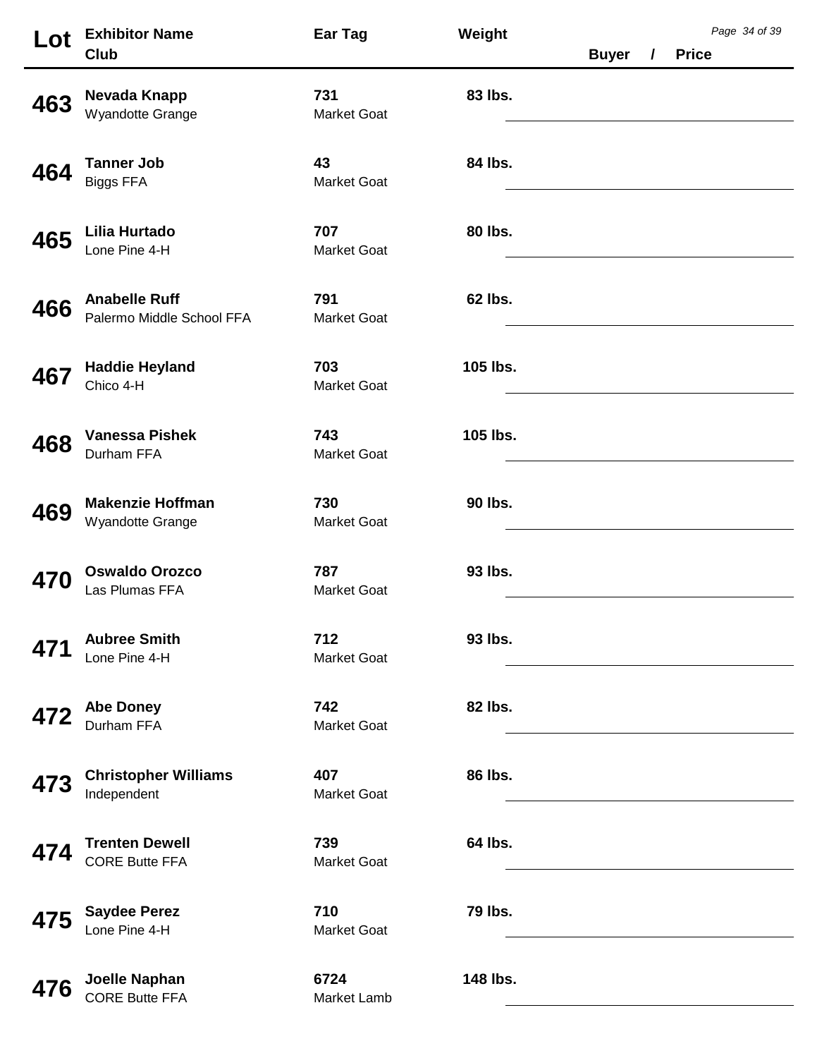| Lot | Exhibitor Name / Club | Ear Tag | Weight | Buyer / Price |
|---|---|---|---|---|
| 463 | **Nevada Knapp**<br>Wyandotte Grange | **731**<br>Market Goat | **83 lbs.** | |
| 464 | **Tanner Job**<br>Biggs FFA | **43**<br>Market Goat | **84 lbs.** | |
| 465 | **Lilia Hurtado**<br>Lone Pine 4-H | **707**<br>Market Goat | **80 lbs.** | |
| 466 | **Anabelle Ruff**<br>Palermo Middle School FFA | **791**<br>Market Goat | **62 lbs.** | |
| 467 | **Haddie Heyland**<br>Chico 4-H | **703**<br>Market Goat | **105 lbs.** | |
| 468 | **Vanessa Pishek**<br>Durham FFA | **743**<br>Market Goat | **105 lbs.** | |
| 469 | **Makenzie Hoffman**<br>Wyandotte Grange | **730**<br>Market Goat | **90 lbs.** | |
| 470 | **Oswaldo Orozco**<br>Las Plumas FFA | **787**<br>Market Goat | **93 lbs.** | |
| 471 | **Aubree Smith**<br>Lone Pine 4-H | **712**<br>Market Goat | **93 lbs.** | |
| 472 | **Abe Doney**<br>Durham FFA | **742**<br>Market Goat | **82 lbs.** | |
| 473 | **Christopher Williams**<br>Independent | **407**<br>Market Goat | **86 lbs.** | |
| 474 | **Trenten Dewell**<br>CORE Butte FFA | **739**<br>Market Goat | **64 lbs.** | |
| 475 | **Saydee Perez**<br>Lone Pine 4-H | **710**<br>Market Goat | **79 lbs.** | |
| 476 | **Joelle Naphan**<br>CORE Butte FFA | **6724**<br>Market Lamb | **148 lbs.** | |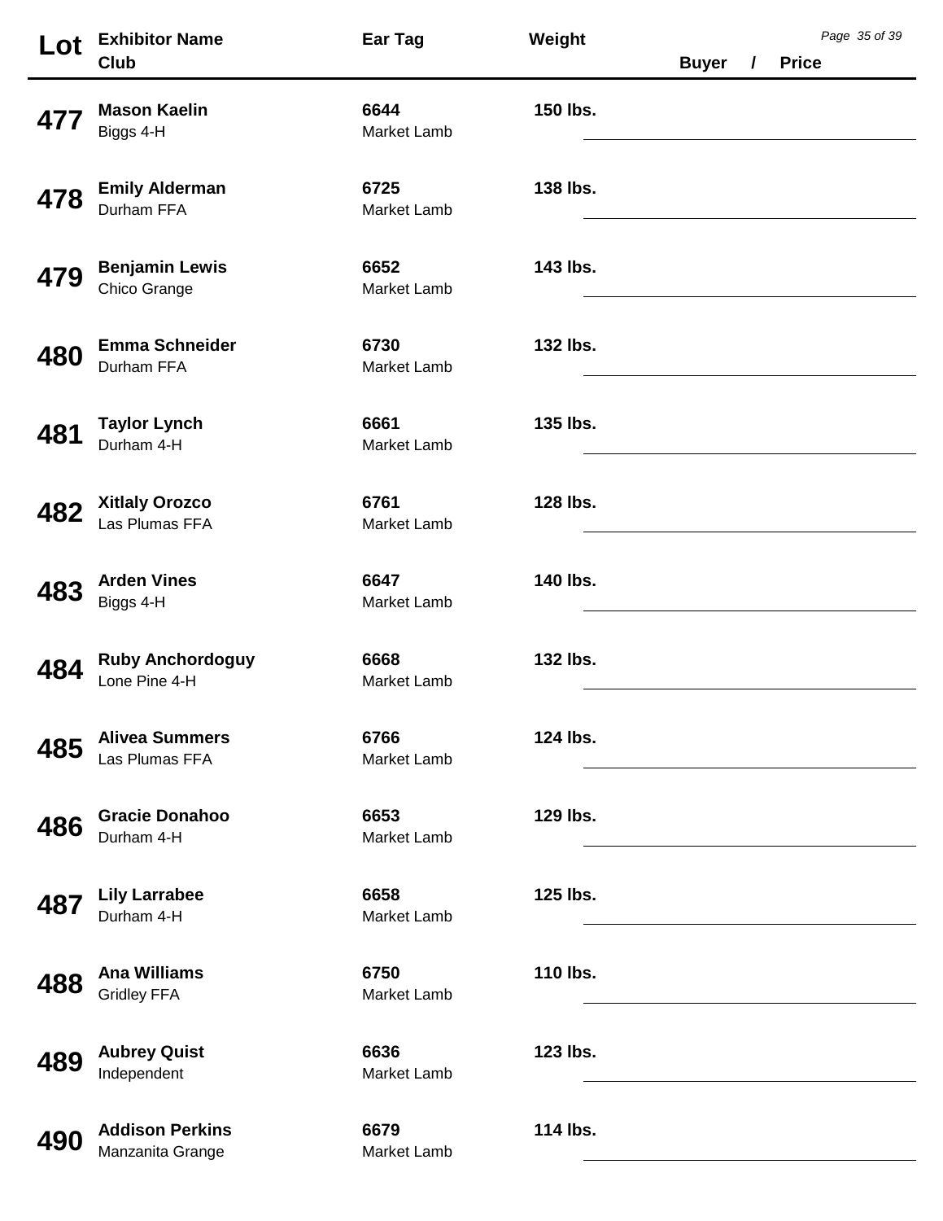| Lot | Exhibitor Name / Club | Ear Tag | Weight | Buyer / Price |
| --- | --- | --- | --- | --- |
| 477 | **Mason Kaelin**<br>Biggs 4-H | **6644**<br>Market Lamb | **150 lbs.** | |
| 478 | **Emily Alderman**<br>Durham FFA | **6725**<br>Market Lamb | **138 lbs.** | |
| 479 | **Benjamin Lewis**<br>Chico Grange | **6652**<br>Market Lamb | **143 lbs.** | |
| 480 | **Emma Schneider**<br>Durham FFA | **6730**<br>Market Lamb | **132 lbs.** | |
| 481 | **Taylor Lynch**<br>Durham 4-H | **6661**<br>Market Lamb | **135 lbs.** | |
| 482 | **Xitlaly Orozco**<br>Las Plumas FFA | **6761**<br>Market Lamb | **128 lbs.** | |
| 483 | **Arden Vines**<br>Biggs 4-H | **6647**<br>Market Lamb | **140 lbs.** | |
| 484 | **Ruby Anchordoguy**<br>Lone Pine 4-H | **6668**<br>Market Lamb | **132 lbs.** | |
| 485 | **Alivea Summers**<br>Las Plumas FFA | **6766**<br>Market Lamb | **124 lbs.** | |
| 486 | **Gracie Donahoo**<br>Durham 4-H | **6653**<br>Market Lamb | **129 lbs.** | |
| 487 | **Lily Larrabee**<br>Durham 4-H | **6658**<br>Market Lamb | **125 lbs.** | |
| 488 | **Ana Williams**<br>Gridley FFA | **6750**<br>Market Lamb | **110 lbs.** | |
| 489 | **Aubrey Quist**<br>Independent | **6636**<br>Market Lamb | **123 lbs.** | |
| 490 | **Addison Perkins**<br>Manzanita Grange | **6679**<br>Market Lamb | **114 lbs.** | |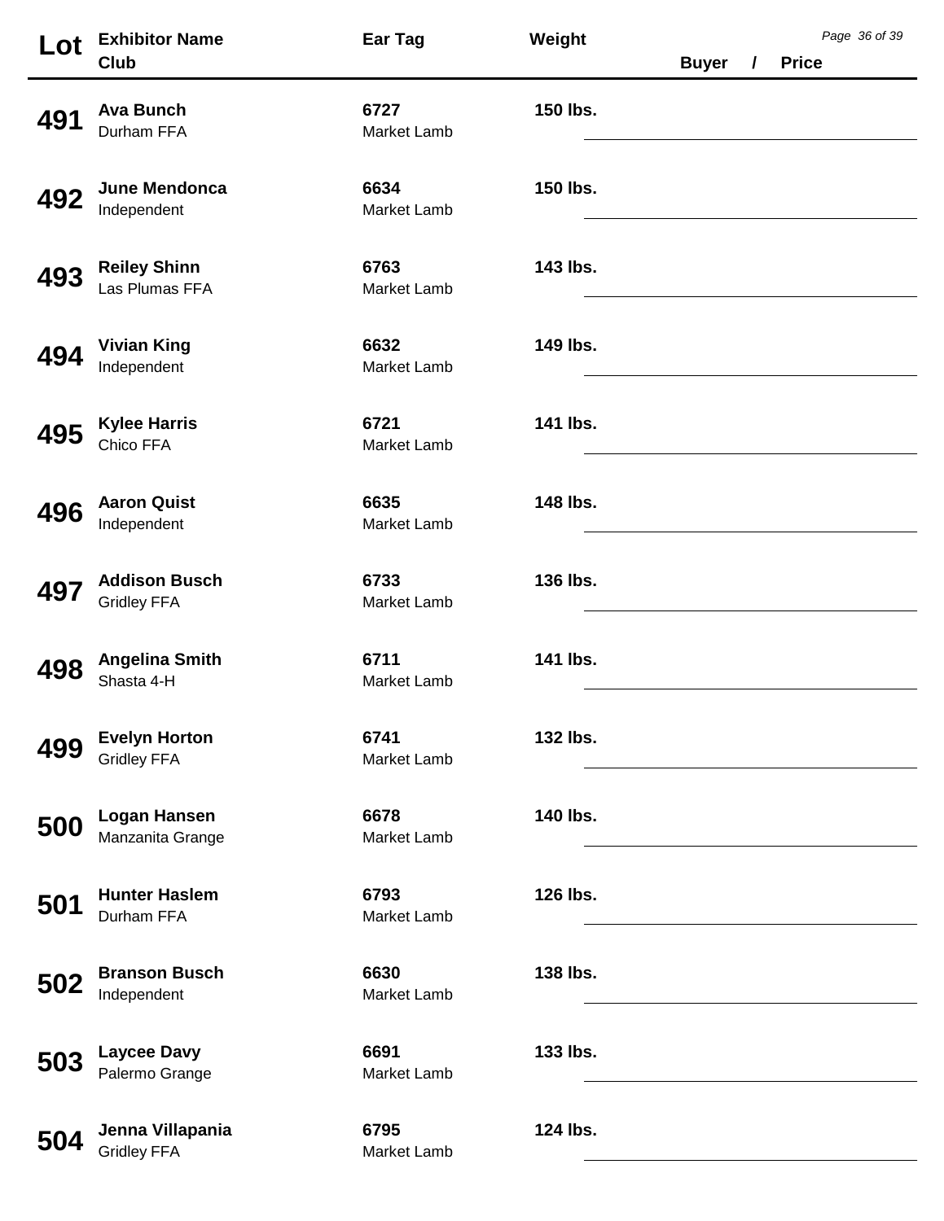| Lot | Exhibitor Name<br>Club | Ear Tag | Weight | Buyer / Price |
|---|---|---|---|---|
| 491 | **Ava Bunch**<br>Durham FFA | **6727**<br>Market Lamb | **150 lbs.** | |
| 492 | **June Mendonca**<br>Independent | **6634**<br>Market Lamb | **150 lbs.** | |
| 493 | **Reiley Shinn**<br>Las Plumas FFA | **6763**<br>Market Lamb | **143 lbs.** | |
| 494 | **Vivian King**<br>Independent | **6632**<br>Market Lamb | **149 lbs.** | |
| 495 | **Kylee Harris**<br>Chico FFA | **6721**<br>Market Lamb | **141 lbs.** | |
| 496 | **Aaron Quist**<br>Independent | **6635**<br>Market Lamb | **148 lbs.** | |
| 497 | **Addison Busch**<br>Gridley FFA | **6733**<br>Market Lamb | **136 lbs.** | |
| 498 | **Angelina Smith**<br>Shasta 4-H | **6711**<br>Market Lamb | **141 lbs.** | |
| 499 | **Evelyn Horton**<br>Gridley FFA | **6741**<br>Market Lamb | **132 lbs.** | |
| 500 | **Logan Hansen**<br>Manzanita Grange | **6678**<br>Market Lamb | **140 lbs.** | |
| 501 | **Hunter Haslem**<br>Durham FFA | **6793**<br>Market Lamb | **126 lbs.** | |
| 502 | **Branson Busch**<br>Independent | **6630**<br>Market Lamb | **138 lbs.** | |
| 503 | **Laycee Davy**<br>Palermo Grange | **6691**<br>Market Lamb | **133 lbs.** | |
| 504 | **Jenna Villapania**<br>Gridley FFA | **6795**<br>Market Lamb | **124 lbs.** | |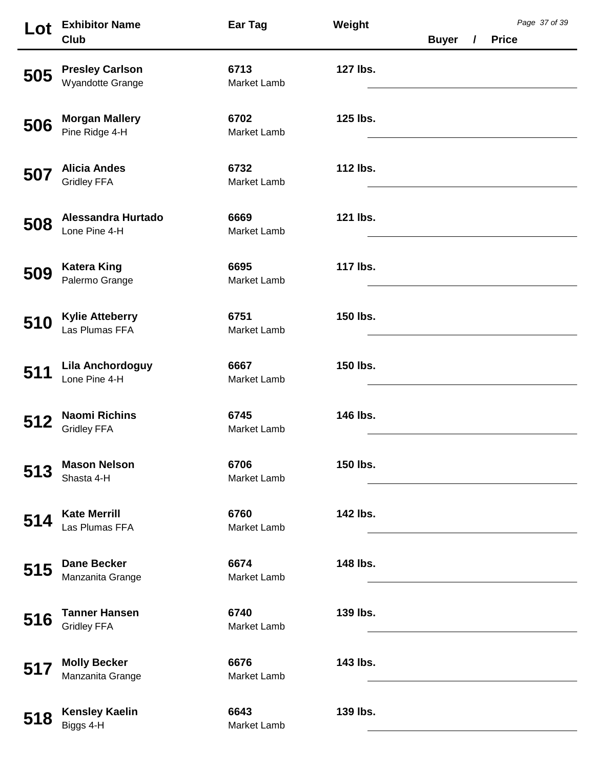| Lot | Exhibitor Name<br>Club | Ear Tag | Weight | Buyer / Price |
|---|---|---|---|---|
| 505 | **Presley Carlson**<br>Wyandotte Grange | 6713<br>Market Lamb | 127 lbs. | |
| 506 | **Morgan Mallery**<br>Pine Ridge 4-H | 6702<br>Market Lamb | 125 lbs. | |
| 507 | **Alicia Andes**<br>Gridley FFA | 6732<br>Market Lamb | 112 lbs. | |
| 508 | **Alessandra Hurtado**<br>Lone Pine 4-H | 6669<br>Market Lamb | 121 lbs. | |
| 509 | **Katera King**<br>Palermo Grange | 6695<br>Market Lamb | 117 lbs. | |
| 510 | **Kylie Atteberry**<br>Las Plumas FFA | 6751<br>Market Lamb | 150 lbs. | |
| 511 | **Lila Anchordoguy**<br>Lone Pine 4-H | 6667<br>Market Lamb | 150 lbs. | |
| 512 | **Naomi Richins**<br>Gridley FFA | 6745<br>Market Lamb | 146 lbs. | |
| 513 | **Mason Nelson**<br>Shasta 4-H | 6706<br>Market Lamb | 150 lbs. | |
| 514 | **Kate Merrill**<br>Las Plumas FFA | 6760<br>Market Lamb | 142 lbs. | |
| 515 | **Dane Becker**<br>Manzanita Grange | 6674<br>Market Lamb | 148 lbs. | |
| 516 | **Tanner Hansen**<br>Gridley FFA | 6740<br>Market Lamb | 139 lbs. | |
| 517 | **Molly Becker**<br>Manzanita Grange | 6676<br>Market Lamb | 143 lbs. | |
| 518 | **Kensley Kaelin**<br>Biggs 4-H | 6643<br>Market Lamb | 139 lbs. | |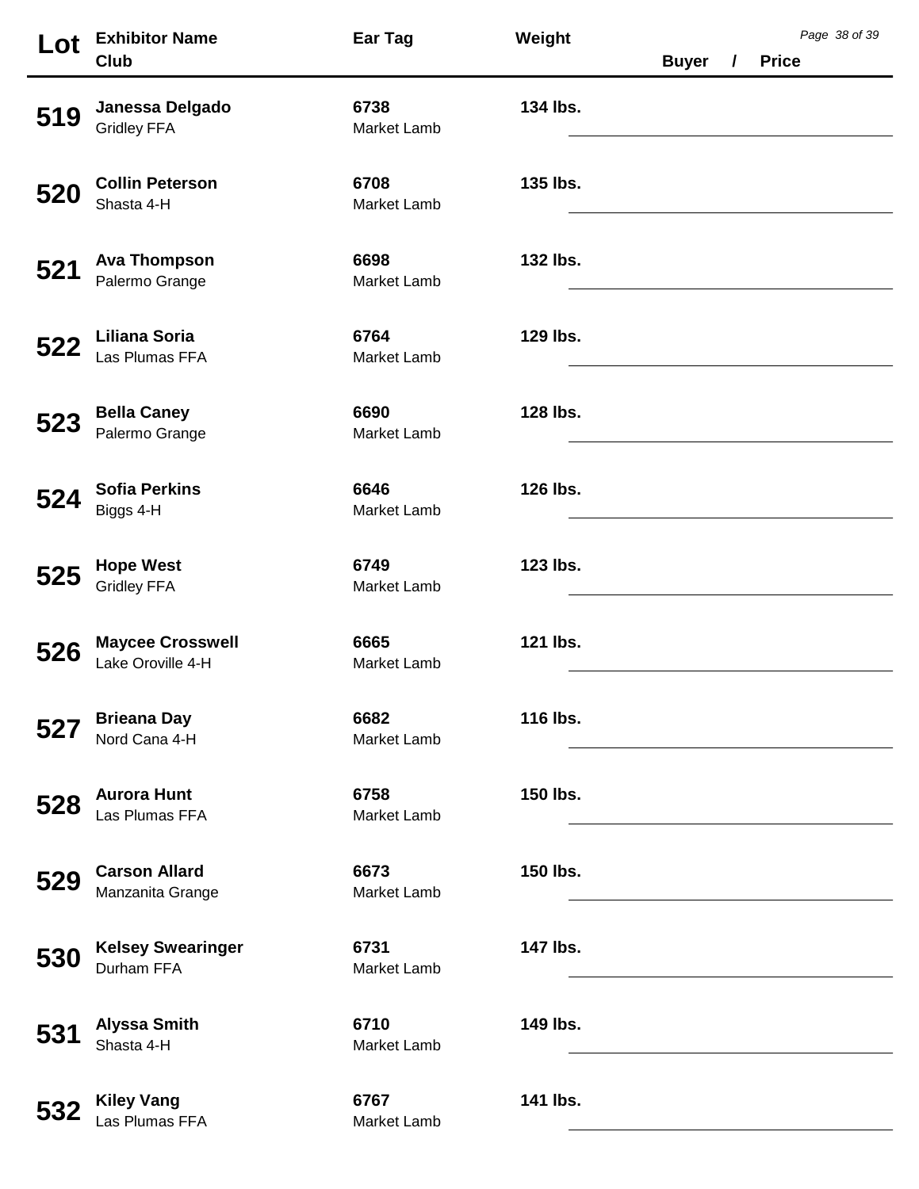| Lot | Exhibitor Name / Club | Ear Tag | Weight | Buyer / Price |
|---|---|---|---|---|
| 519 | **Janessa Delgado**<br>Gridley FFA | **6738**<br>Market Lamb | **134 lbs.** | |
| 520 | **Collin Peterson**<br>Shasta 4-H | **6708**<br>Market Lamb | **135 lbs.** | |
| 521 | **Ava Thompson**<br>Palermo Grange | **6698**<br>Market Lamb | **132 lbs.** | |
| 522 | **Liliana Soria**<br>Las Plumas FFA | **6764**<br>Market Lamb | **129 lbs.** | |
| 523 | **Bella Caney**<br>Palermo Grange | **6690**<br>Market Lamb | **128 lbs.** | |
| 524 | **Sofia Perkins**<br>Biggs 4-H | **6646**<br>Market Lamb | **126 lbs.** | |
| 525 | **Hope West**<br>Gridley FFA | **6749**<br>Market Lamb | **123 lbs.** | |
| 526 | **Maycee Crosswell**<br>Lake Oroville 4-H | **6665**<br>Market Lamb | **121 lbs.** | |
| 527 | **Brieana Day**<br>Nord Cana 4-H | **6682**<br>Market Lamb | **116 lbs.** | |
| 528 | **Aurora Hunt**<br>Las Plumas FFA | **6758**<br>Market Lamb | **150 lbs.** | |
| 529 | **Carson Allard**<br>Manzanita Grange | **6673**<br>Market Lamb | **150 lbs.** | |
| 530 | **Kelsey Swearinger**<br>Durham FFA | **6731**<br>Market Lamb | **147 lbs.** | |
| 531 | **Alyssa Smith**<br>Shasta 4-H | **6710**<br>Market Lamb | **149 lbs.** | |
| 532 | **Kiley Vang**<br>Las Plumas FFA | **6767**<br>Market Lamb | **141 lbs.** | |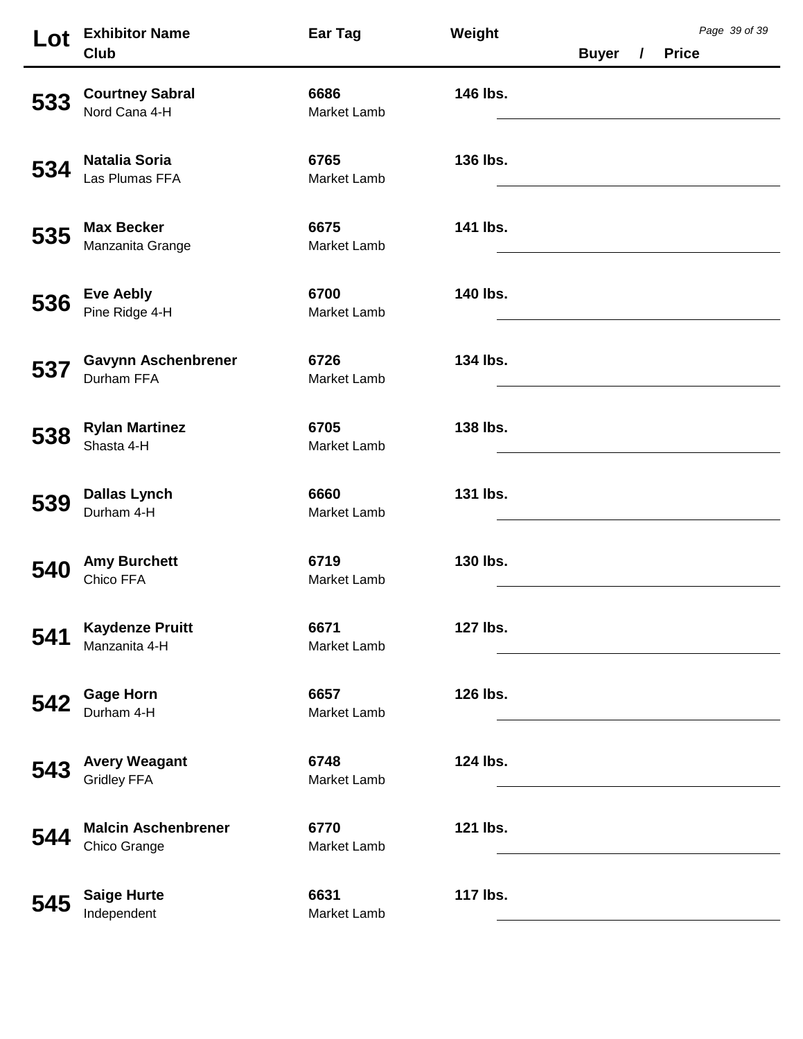| Lot | Exhibitor Name / Club | Ear Tag | Weight | Buyer / Price |
| --- | --- | --- | --- | --- |
| **533** | **Courtney Sabral**<br>Nord Cana 4-H | **6686**<br>Market Lamb | **146 lbs.** | |
| **534** | **Natalia Soria**<br>Las Plumas FFA | **6765**<br>Market Lamb | **136 lbs.** | |
| **535** | **Max Becker**<br>Manzanita Grange | **6675**<br>Market Lamb | **141 lbs.** | |
| **536** | **Eve Aebly**<br>Pine Ridge 4-H | **6700**<br>Market Lamb | **140 lbs.** | |
| **537** | **Gavynn Aschenbrener**<br>Durham FFA | **6726**<br>Market Lamb | **134 lbs.** | |
| **538** | **Rylan Martinez**<br>Shasta 4-H | **6705**<br>Market Lamb | **138 lbs.** | |
| **539** | **Dallas Lynch**<br>Durham 4-H | **6660**<br>Market Lamb | **131 lbs.** | |
| **540** | **Amy Burchett**<br>Chico FFA | **6719**<br>Market Lamb | **130 lbs.** | |
| **541** | **Kaydenze Pruitt**<br>Manzanita 4-H | **6671**<br>Market Lamb | **127 lbs.** | |
| **542** | **Gage Horn**<br>Durham 4-H | **6657**<br>Market Lamb | **126 lbs.** | |
| **543** | **Avery Weagant**<br>Gridley FFA | **6748**<br>Market Lamb | **124 lbs.** | |
| **544** | **Malcin Aschenbrener**<br>Chico Grange | **6770**<br>Market Lamb | **121 lbs.** | |
| **545** | **Saige Hurte**<br>Independent | **6631**<br>Market Lamb | **117 lbs.** | |